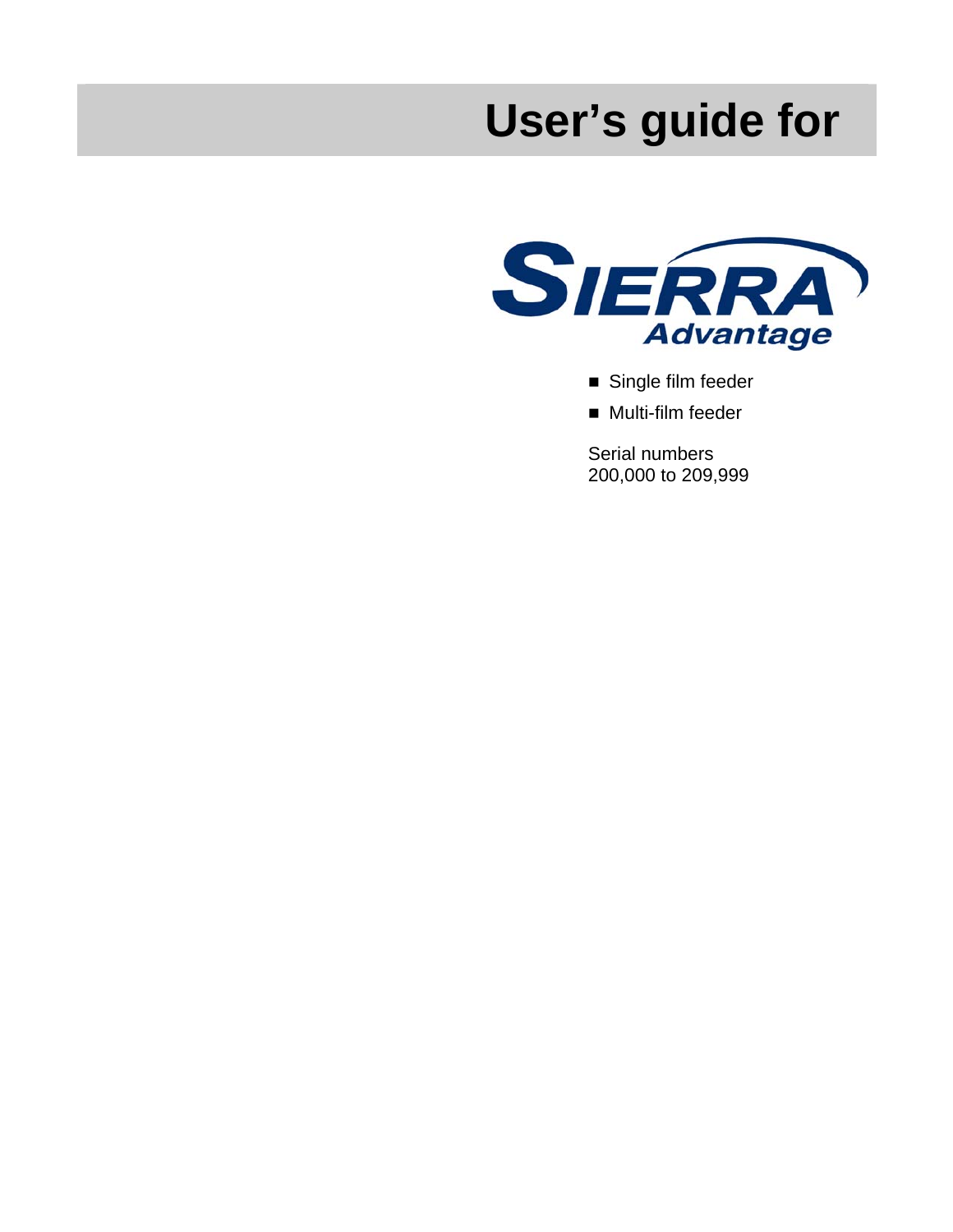# User's guide for

SIERRA Advantage

- Single film feeder
- Multi-film feeder

Serial numbers
200,000 to 209,999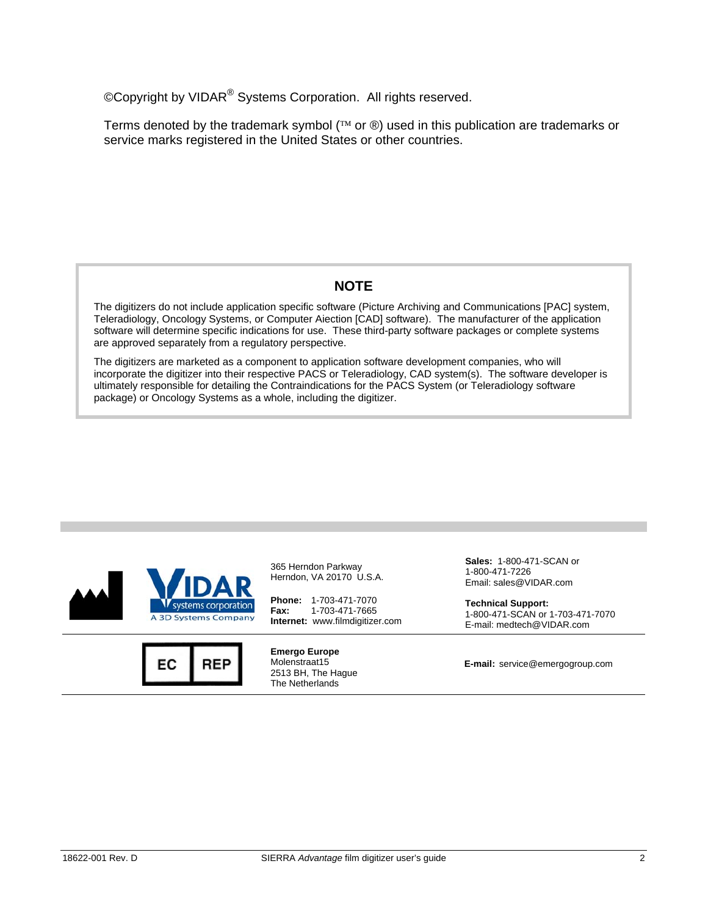©Copyright by VIDAR® Systems Corporation. All rights reserved.

Terms denoted by the trademark symbol (™ or ®) used in this publication are trademarks or service marks registered in the United States or other countries.

## NOTE

The digitizers do not include application specific software (Picture Archiving and Communications [PAC] system, Teleradiology, Oncology Systems, or Computer Aiection [CAD] software). The manufacturer of the application software will determine specific indications for use. These third-party software packages or complete systems are approved separately from a regulatory perspective.

The digitizers are marketed as a component to application software development companies, who will incorporate the digitizer into their respective PACS or Teleradiology, CAD system(s). The software developer is ultimately responsible for detailing the Contraindications for the PACS System (or Teleradiology software package) or Oncology Systems as a whole, including the digitizer.

VIDAR systems corporation
A 3D Systems Company

365 Herndon Parkway
Herndon, VA 20170 U.S.A.

**Phone:** 1-703-471-7070
**Fax:** 1-703-471-7665
**Internet:** www.filmdigitizer.com

**Sales:** 1-800-471-SCAN or 1-800-471-7226
Email: sales@VIDAR.com

**Technical Support:**
1-800-471-SCAN or 1-703-471-7070
E-mail: medtech@VIDAR.com

EC REP

**Emergo Europe**
Molenstraat15
2513 BH, The Hague
The Netherlands

**E-mail:** service@emergogroup.com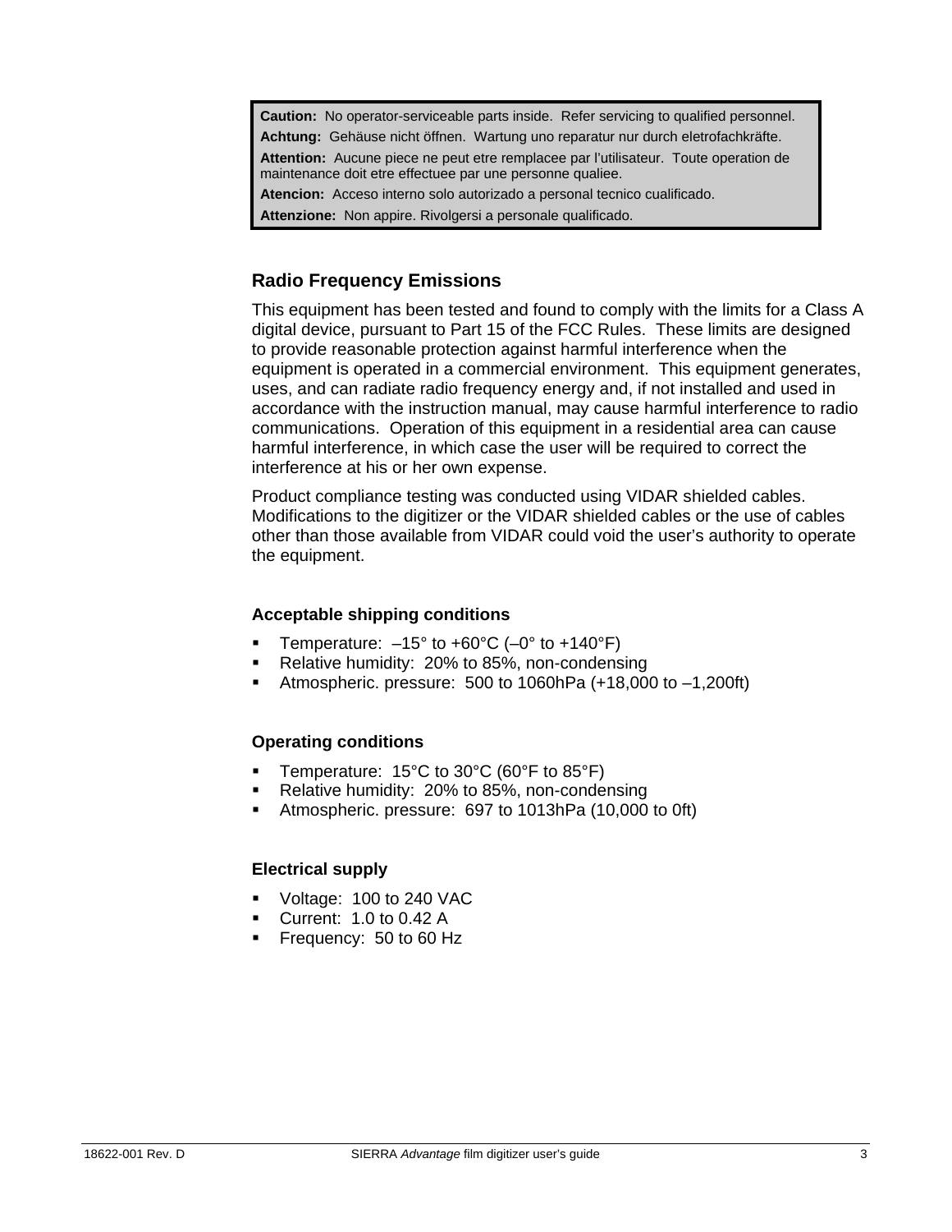**Caution:** No operator-serviceable parts inside. Refer servicing to qualified personnel.
**Achtung:** Gehäuse nicht öffnen. Wartung uno reparatur nur durch eletrofachkräfte.
**Attention:** Aucune piece ne peut etre remplacee par l'utilisateur. Toute operation de maintenance doit etre effectuee par une personne qualiee.
**Atencion:** Acceso interno solo autorizado a personal tecnico cualificado.
**Attenzione:** Non appire. Rivolgersi a personale qualificado.

## Radio Frequency Emissions

This equipment has been tested and found to comply with the limits for a Class A digital device, pursuant to Part 15 of the FCC Rules. These limits are designed to provide reasonable protection against harmful interference when the equipment is operated in a commercial environment. This equipment generates, uses, and can radiate radio frequency energy and, if not installed and used in accordance with the instruction manual, may cause harmful interference to radio communications. Operation of this equipment in a residential area can cause harmful interference, in which case the user will be required to correct the interference at his or her own expense.

Product compliance testing was conducted using VIDAR shielded cables. Modifications to the digitizer or the VIDAR shielded cables or the use of cables other than those available from VIDAR could void the user's authority to operate the equipment.

### Acceptable shipping conditions

- Temperature: –15° to +60°C (–0° to +140°F)
- Relative humidity: 20% to 85%, non-condensing
- Atmospheric. pressure: 500 to 1060hPa (+18,000 to –1,200ft)

### Operating conditions

- Temperature: 15°C to 30°C (60°F to 85°F)
- Relative humidity: 20% to 85%, non-condensing
- Atmospheric. pressure: 697 to 1013hPa (10,000 to 0ft)

### Electrical supply

- Voltage: 100 to 240 VAC
- Current: 1.0 to 0.42 A
- Frequency: 50 to 60 Hz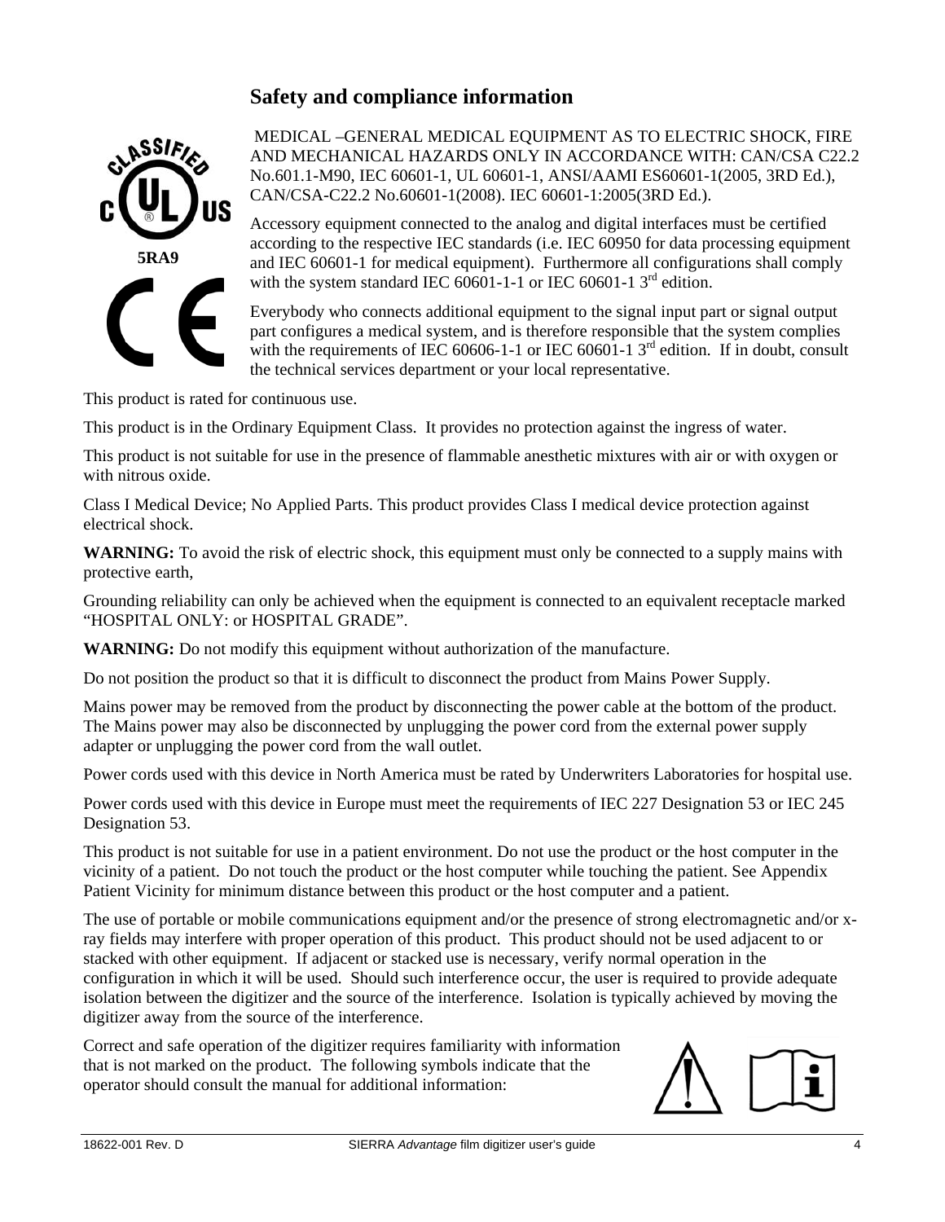## Safety and compliance information

5RA9

MEDICAL –GENERAL MEDICAL EQUIPMENT AS TO ELECTRIC SHOCK, FIRE AND MECHANICAL HAZARDS ONLY IN ACCORDANCE WITH: CAN/CSA C22.2 No.601.1-M90, IEC 60601-1, UL 60601-1, ANSI/AAMI ES60601-1(2005, 3RD Ed.), CAN/CSA-C22.2 No.60601-1(2008). IEC 60601-1:2005(3RD Ed.).

Accessory equipment connected to the analog and digital interfaces must be certified according to the respective IEC standards (i.e. IEC 60950 for data processing equipment and IEC 60601-1 for medical equipment). Furthermore all configurations shall comply with the system standard IEC 60601-1-1 or IEC 60601-1 3rd edition.

Everybody who connects additional equipment to the signal input part or signal output part configures a medical system, and is therefore responsible that the system complies with the requirements of IEC 60606-1-1 or IEC 60601-1 3rd edition. If in doubt, consult the technical services department or your local representative.

This product is rated for continuous use.

This product is in the Ordinary Equipment Class. It provides no protection against the ingress of water.

This product is not suitable for use in the presence of flammable anesthetic mixtures with air or with oxygen or with nitrous oxide.

Class I Medical Device; No Applied Parts. This product provides Class I medical device protection against electrical shock.

**WARNING:** To avoid the risk of electric shock, this equipment must only be connected to a supply mains with protective earth,

Grounding reliability can only be achieved when the equipment is connected to an equivalent receptacle marked "HOSPITAL ONLY: or HOSPITAL GRADE".

**WARNING:** Do not modify this equipment without authorization of the manufacture.

Do not position the product so that it is difficult to disconnect the product from Mains Power Supply.

Mains power may be removed from the product by disconnecting the power cable at the bottom of the product. The Mains power may also be disconnected by unplugging the power cord from the external power supply adapter or unplugging the power cord from the wall outlet.

Power cords used with this device in North America must be rated by Underwriters Laboratories for hospital use.

Power cords used with this device in Europe must meet the requirements of IEC 227 Designation 53 or IEC 245 Designation 53.

This product is not suitable for use in a patient environment. Do not use the product or the host computer in the vicinity of a patient. Do not touch the product or the host computer while touching the patient. See Appendix Patient Vicinity for minimum distance between this product or the host computer and a patient.

The use of portable or mobile communications equipment and/or the presence of strong electromagnetic and/or x-ray fields may interfere with proper operation of this product. This product should not be used adjacent to or stacked with other equipment. If adjacent or stacked use is necessary, verify normal operation in the configuration in which it will be used. Should such interference occur, the user is required to provide adequate isolation between the digitizer and the source of the interference. Isolation is typically achieved by moving the digitizer away from the source of the interference.

Correct and safe operation of the digitizer requires familiarity with information that is not marked on the product. The following symbols indicate that the operator should consult the manual for additional information: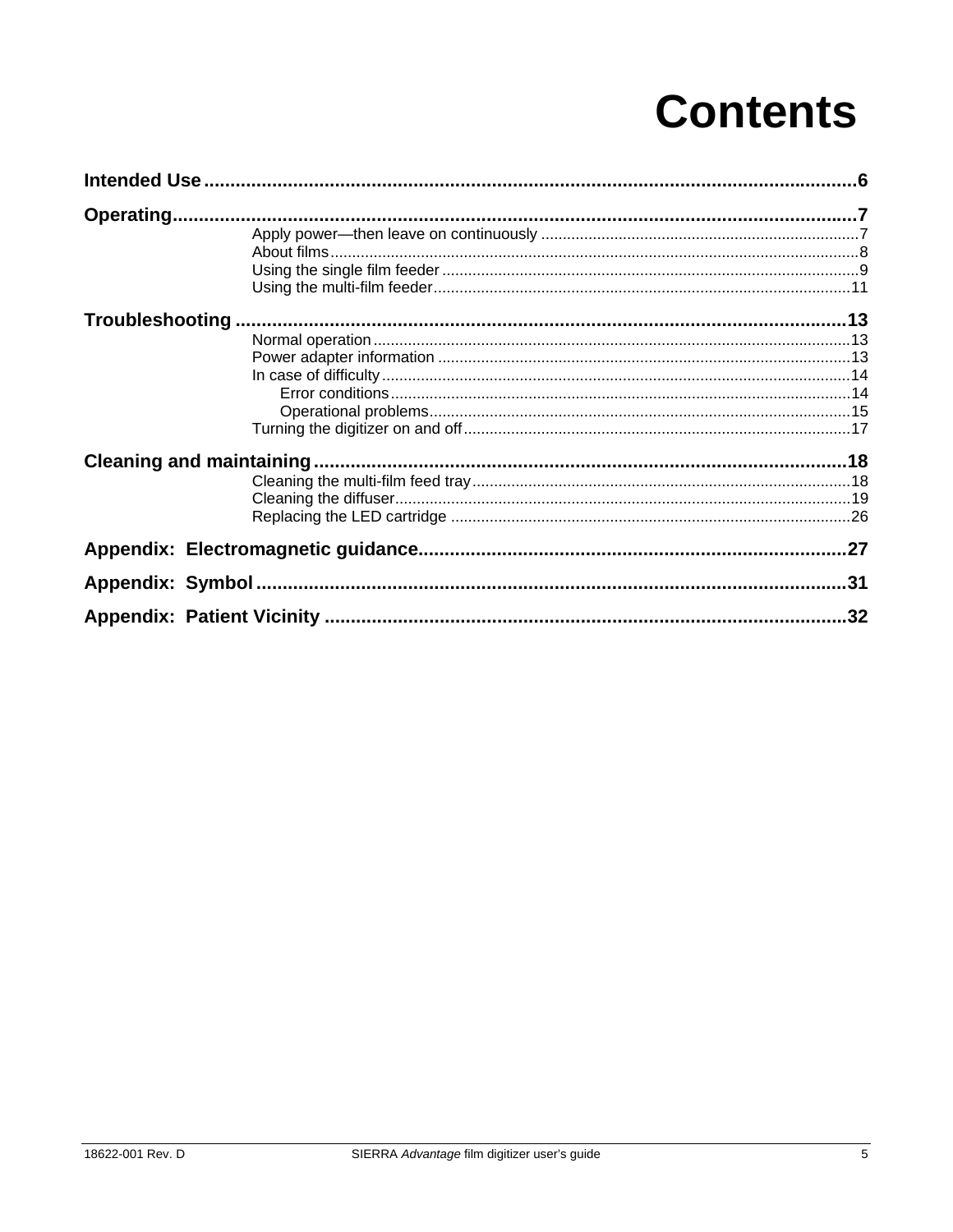# Contents

**Intended Use** ........................................................................................................................ **6**

**Operating** .............................................................................................................................. **7**

- Apply power—then leave on continuously ........................................................................ 7
- About films ........................................................................................................................ 8
- Using the single film feeder ................................................................................................ 9
- Using the multi-film feeder ................................................................................................ 11

**Troubleshooting** ................................................................................................................. **13**

- Normal operation .............................................................................................................. 13
- Power adapter information ............................................................................................... 13
- In case of difficulty ........................................................................................................... 14
  - Error conditions ......................................................................................................... 14
  - Operational problems ................................................................................................ 15
- Turning the digitizer on and off ........................................................................................ 17

**Cleaning and maintaining** ................................................................................................... **18**

- Cleaning the multi-film feed tray ....................................................................................... 18
- Cleaning the diffuser ......................................................................................................... 19
- Replacing the LED cartridge ............................................................................................ 26

**Appendix: Electromagnetic guidance** ................................................................................. **27**

**Appendix: Symbol** ............................................................................................................... **31**

**Appendix: Patient Vicinity** .................................................................................................. **32**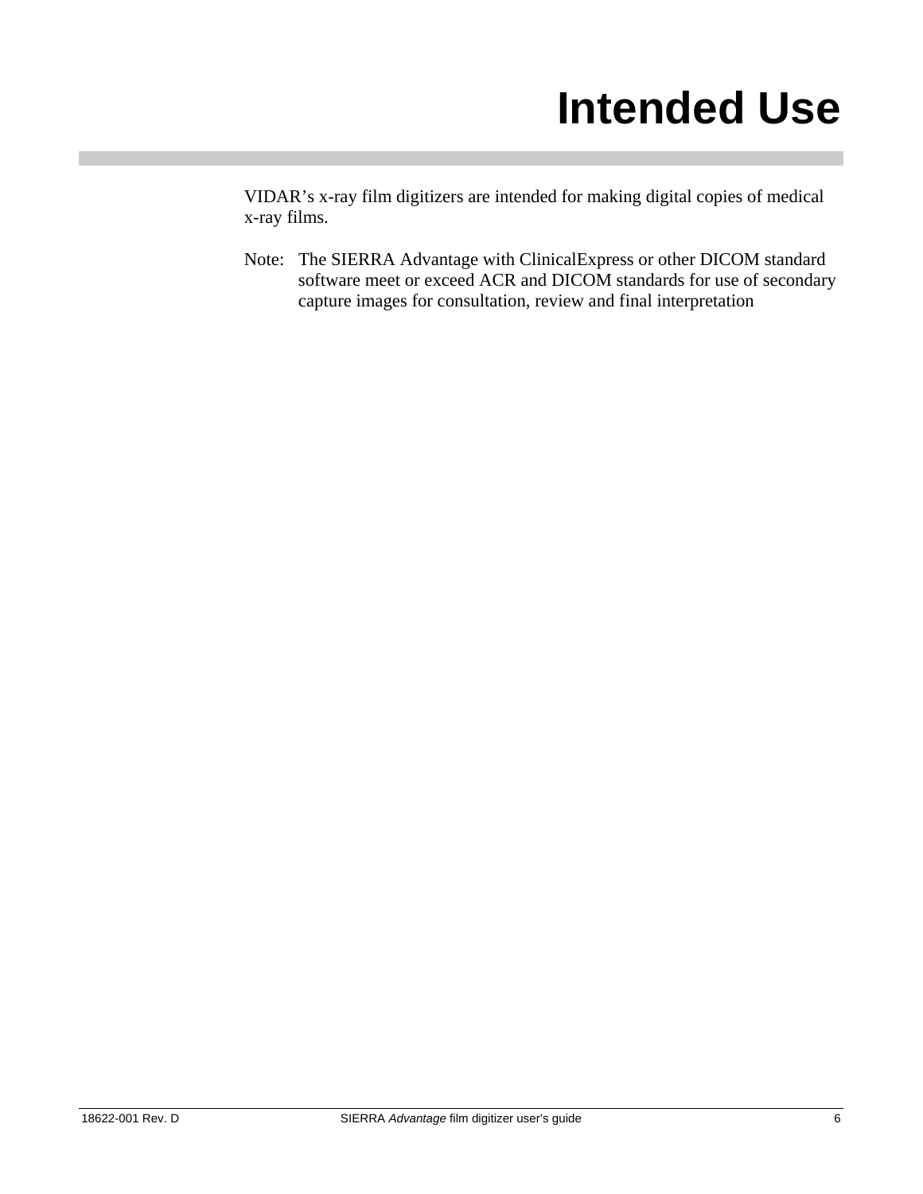# Intended Use

VIDAR's x-ray film digitizers are intended for making digital copies of medical x-ray films.

Note: The SIERRA Advantage with ClinicalExpress or other DICOM standard software meet or exceed ACR and DICOM standards for use of secondary capture images for consultation, review and final interpretation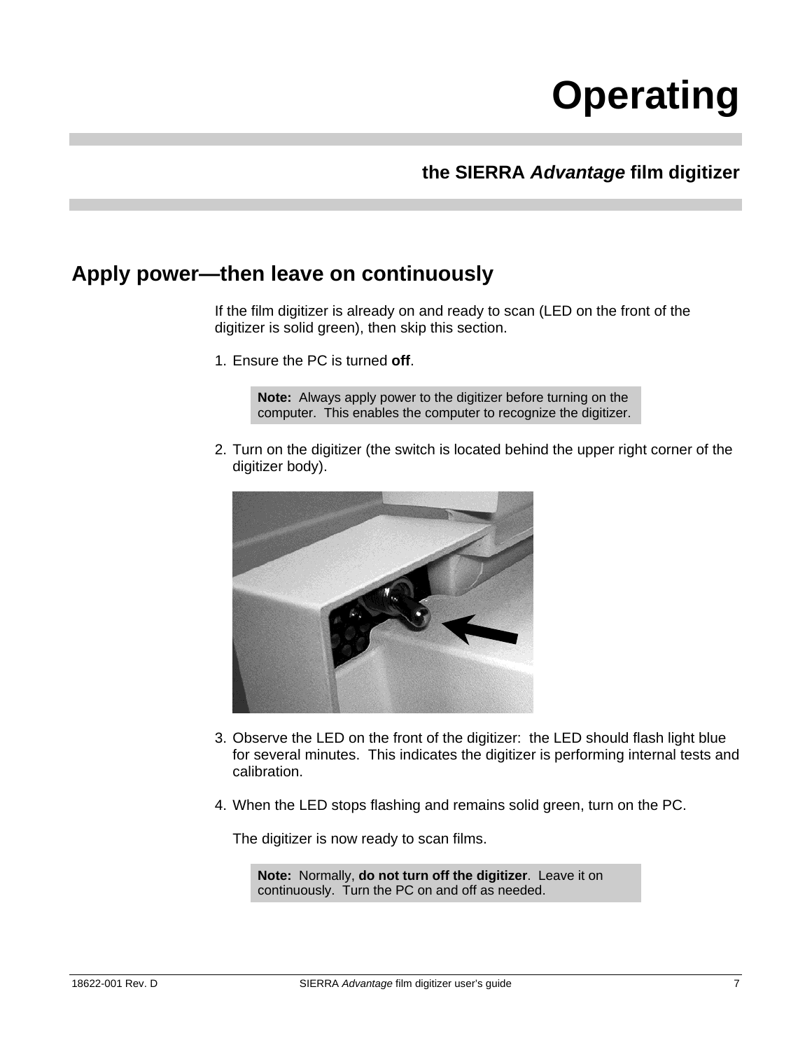# Operating

## the SIERRA *Advantage* film digitizer

## Apply power—then leave on continuously

If the film digitizer is already on and ready to scan (LED on the front of the digitizer is solid green), then skip this section.

1. Ensure the PC is turned **off**.

   > **Note:** Always apply power to the digitizer before turning on the computer. This enables the computer to recognize the digitizer.

2. Turn on the digitizer (the switch is located behind the upper right corner of the digitizer body).

3. Observe the LED on the front of the digitizer: the LED should flash light blue for several minutes. This indicates the digitizer is performing internal tests and calibration.

4. When the LED stops flashing and remains solid green, turn on the PC.

   The digitizer is now ready to scan films.

   > **Note:** Normally, **do not turn off the digitizer**. Leave it on continuously. Turn the PC on and off as needed.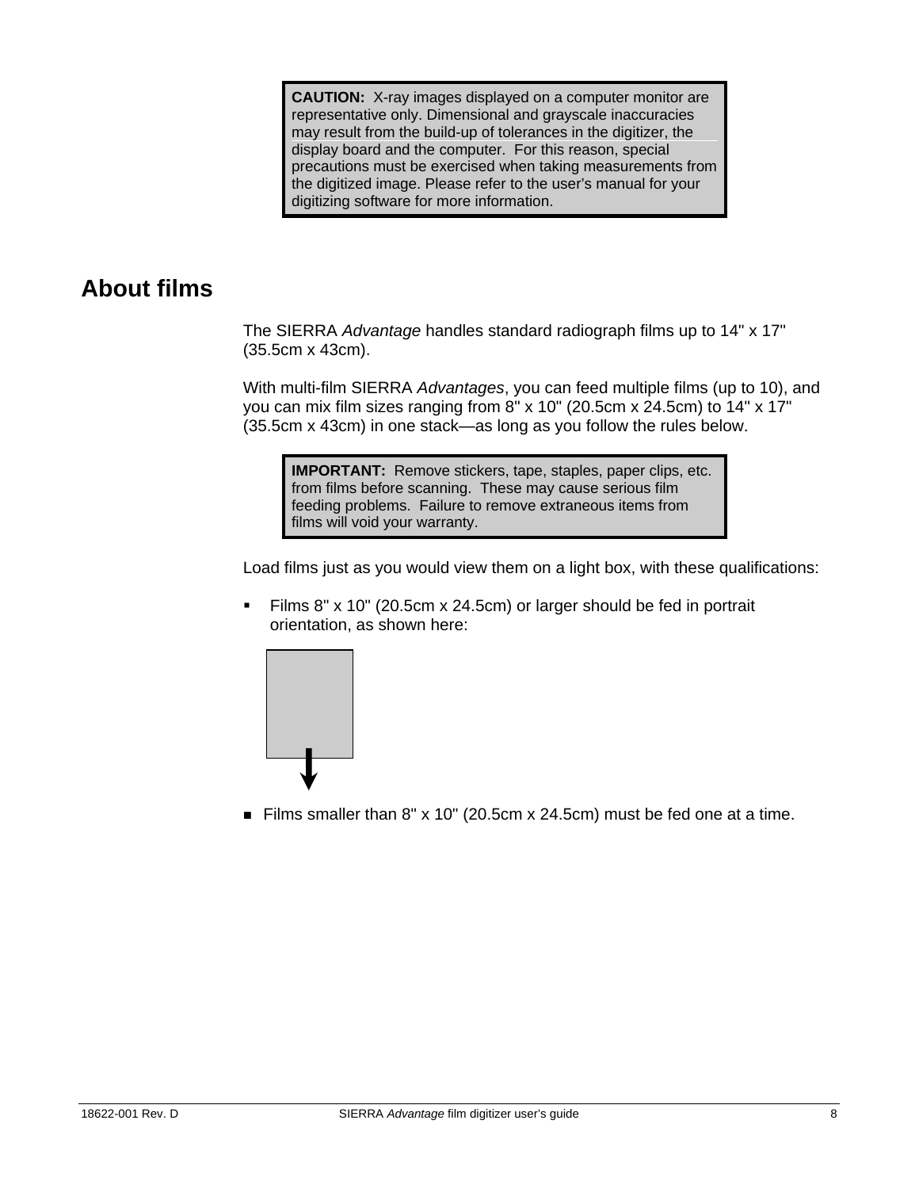> **CAUTION:** X-ray images displayed on a computer monitor are representative only. Dimensional and grayscale inaccuracies may result from the build-up of tolerances in the digitizer, the display board and the computer. For this reason, special precautions must be exercised when taking measurements from the digitized image. Please refer to the user's manual for your digitizing software for more information.

## About films

The SIERRA *Advantage* handles standard radiograph films up to 14" x 17" (35.5cm x 43cm).

With multi-film SIERRA *Advantages*, you can feed multiple films (up to 10), and you can mix film sizes ranging from 8" x 10" (20.5cm x 24.5cm) to 14" x 17" (35.5cm x 43cm) in one stack—as long as you follow the rules below.

> **IMPORTANT:** Remove stickers, tape, staples, paper clips, etc. from films before scanning. These may cause serious film feeding problems. Failure to remove extraneous items from films will void your warranty.

Load films just as you would view them on a light box, with these qualifications:

- Films 8" x 10" (20.5cm x 24.5cm) or larger should be fed in portrait orientation, as shown here:

- Films smaller than 8" x 10" (20.5cm x 24.5cm) must be fed one at a time.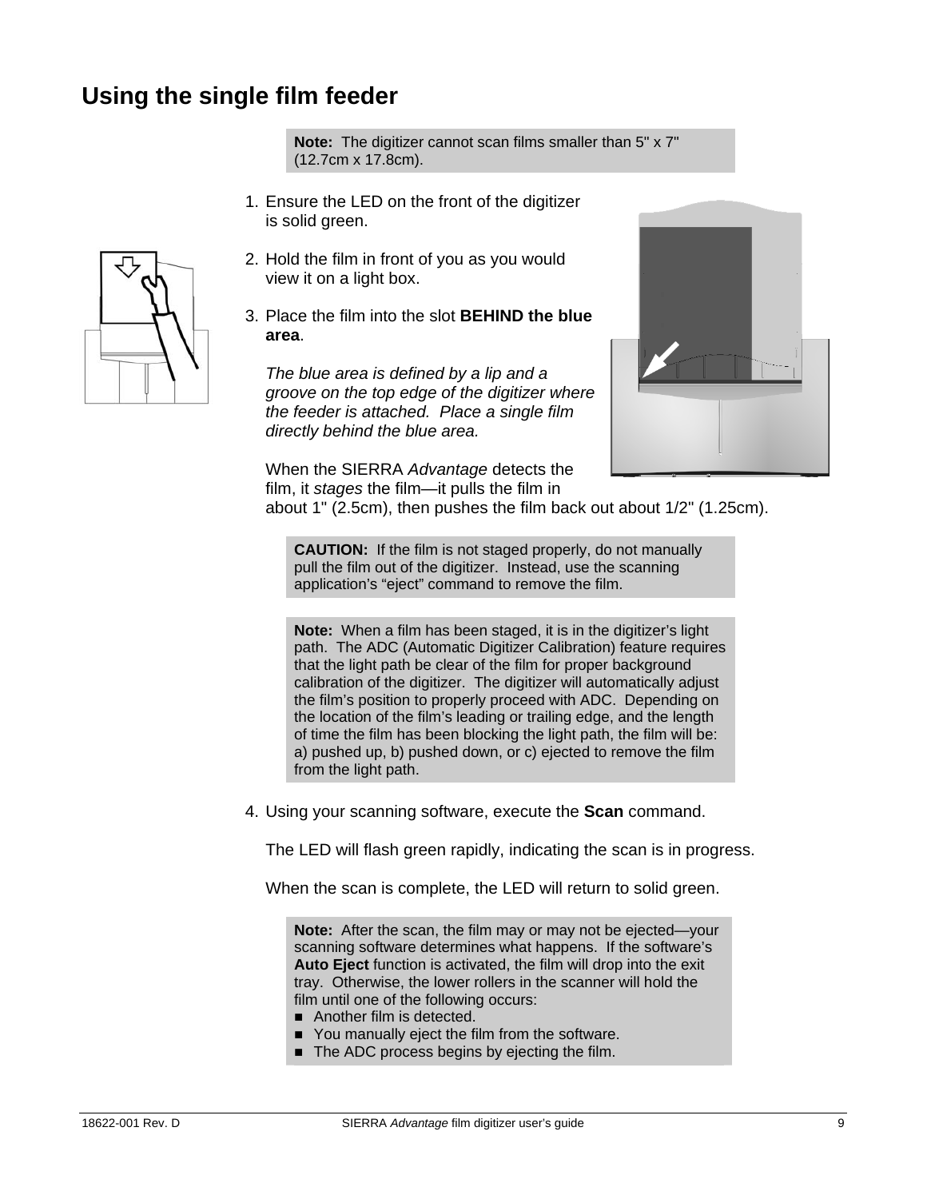# Using the single film feeder

> **Note:** The digitizer cannot scan films smaller than 5" x 7" (12.7cm x 17.8cm).

1. Ensure the LED on the front of the digitizer is solid green.
2. Hold the film in front of you as you would view it on a light box.
3. Place the film into the slot **BEHIND the blue area**.

   *The blue area is defined by a lip and a groove on the top edge of the digitizer where the feeder is attached. Place a single film directly behind the blue area.*

   When the SIERRA *Advantage* detects the film, it *stages* the film—it pulls the film in about 1" (2.5cm), then pushes the film back out about 1/2" (1.25cm).

   > **CAUTION:** If the film is not staged properly, do not manually pull the film out of the digitizer. Instead, use the scanning application's "eject" command to remove the film.

   > **Note:** When a film has been staged, it is in the digitizer's light path. The ADC (Automatic Digitizer Calibration) feature requires that the light path be clear of the film for proper background calibration of the digitizer. The digitizer will automatically adjust the film's position to properly proceed with ADC. Depending on the location of the film's leading or trailing edge, and the length of time the film has been blocking the light path, the film will be: a) pushed up, b) pushed down, or c) ejected to remove the film from the light path.

4. Using your scanning software, execute the **Scan** command.

   The LED will flash green rapidly, indicating the scan is in progress.

   When the scan is complete, the LED will return to solid green.

   > **Note:** After the scan, the film may or may not be ejected—your scanning software determines what happens. If the software's **Auto Eject** function is activated, the film will drop into the exit tray. Otherwise, the lower rollers in the scanner will hold the film until one of the following occurs:
   > - Another film is detected.
   > - You manually eject the film from the software.
   > - The ADC process begins by ejecting the film.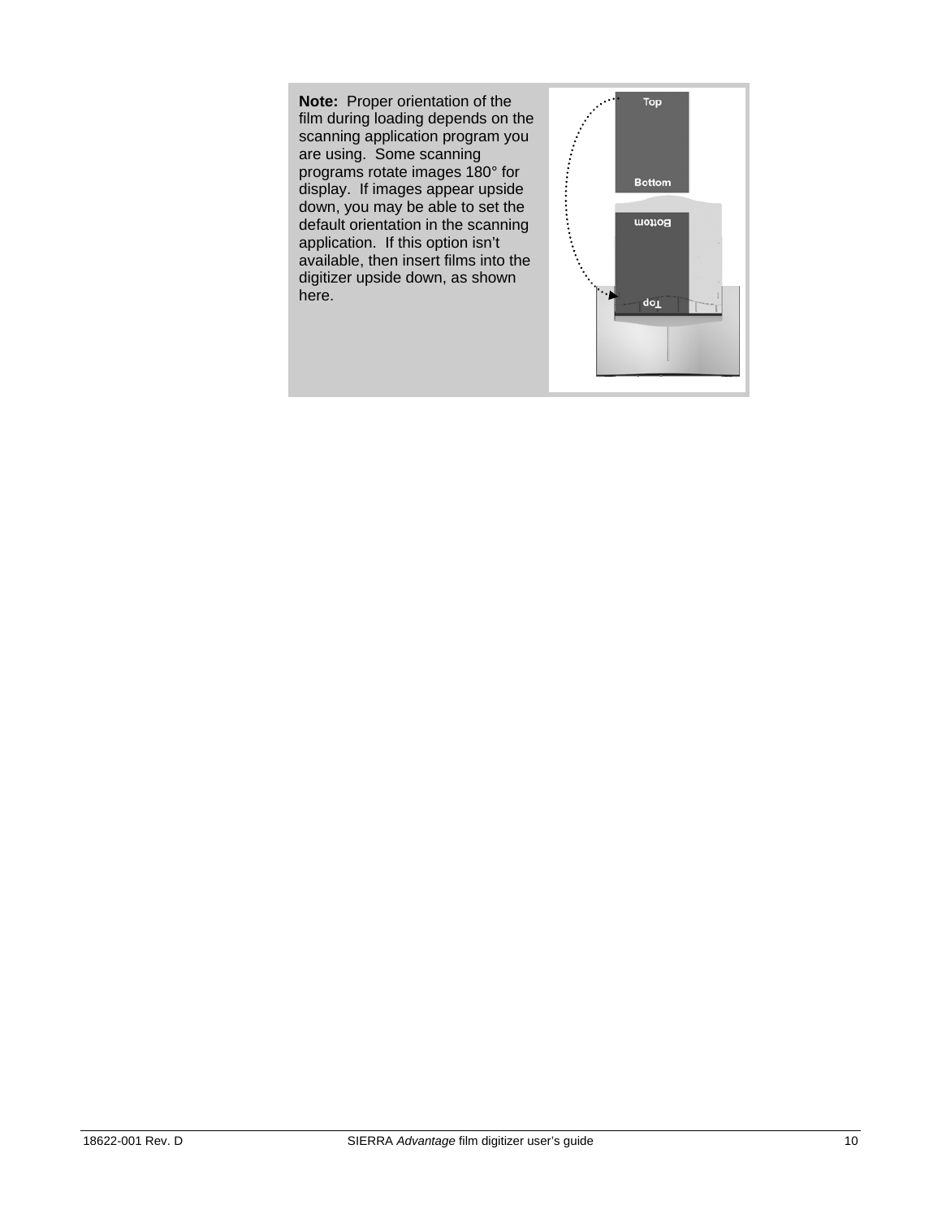**Note:** Proper orientation of the film during loading depends on the scanning application program you are using. Some scanning programs rotate images 180° for display. If images appear upside down, you may be able to set the default orientation in the scanning application. If this option isn't available, then insert films into the digitizer upside down, as shown here.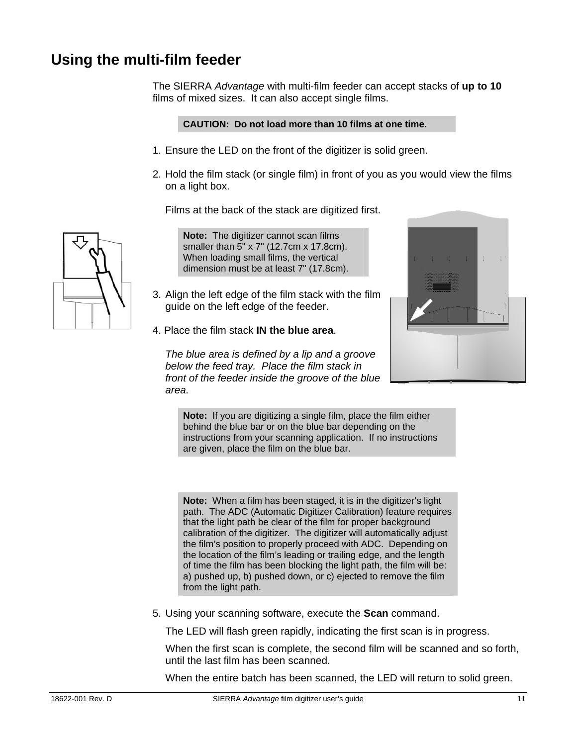# Using the multi-film feeder

The SIERRA *Advantage* with multi-film feeder can accept stacks of **up to 10** films of mixed sizes. It can also accept single films.

> **CAUTION: Do not load more than 10 films at one time.**

1. Ensure the LED on the front of the digitizer is solid green.

2. Hold the film stack (or single film) in front of you as you would view the films on a light box.

   Films at the back of the stack are digitized first.

   > **Note:** The digitizer cannot scan films smaller than 5" x 7" (12.7cm x 17.8cm). When loading small films, the vertical dimension must be at least 7" (17.8cm).

3. Align the left edge of the film stack with the film guide on the left edge of the feeder.

4. Place the film stack **IN the blue area**.

   *The blue area is defined by a lip and a groove below the feed tray. Place the film stack in front of the feeder inside the groove of the blue area.*

   > **Note:** If you are digitizing a single film, place the film either behind the blue bar or on the blue bar depending on the instructions from your scanning application. If no instructions are given, place the film on the blue bar.

   > **Note:** When a film has been staged, it is in the digitizer's light path. The ADC (Automatic Digitizer Calibration) feature requires that the light path be clear of the film for proper background calibration of the digitizer. The digitizer will automatically adjust the film's position to properly proceed with ADC. Depending on the location of the film's leading or trailing edge, and the length of time the film has been blocking the light path, the film will be: a) pushed up, b) pushed down, or c) ejected to remove the film from the light path.

5. Using your scanning software, execute the **Scan** command.

   The LED will flash green rapidly, indicating the first scan is in progress.

   When the first scan is complete, the second film will be scanned and so forth, until the last film has been scanned.

   When the entire batch has been scanned, the LED will return to solid green.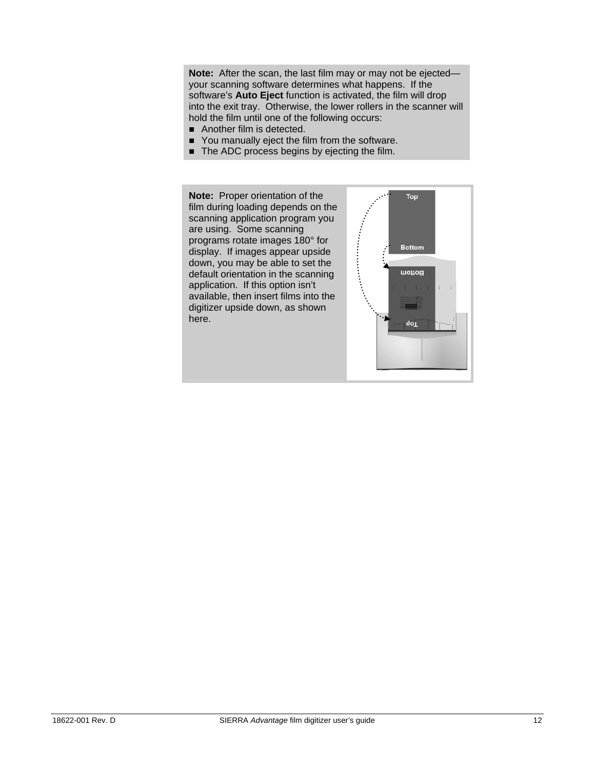**Note:** After the scan, the last film may or may not be ejected—your scanning software determines what happens. If the software's **Auto Eject** function is activated, the film will drop into the exit tray. Otherwise, the lower rollers in the scanner will hold the film until one of the following occurs:

- Another film is detected.
- You manually eject the film from the software.
- The ADC process begins by ejecting the film.

**Note:** Proper orientation of the film during loading depends on the scanning application program you are using. Some scanning programs rotate images 180° for display. If images appear upside down, you may be able to set the default orientation in the scanning application. If this option isn't available, then insert films into the digitizer upside down, as shown here.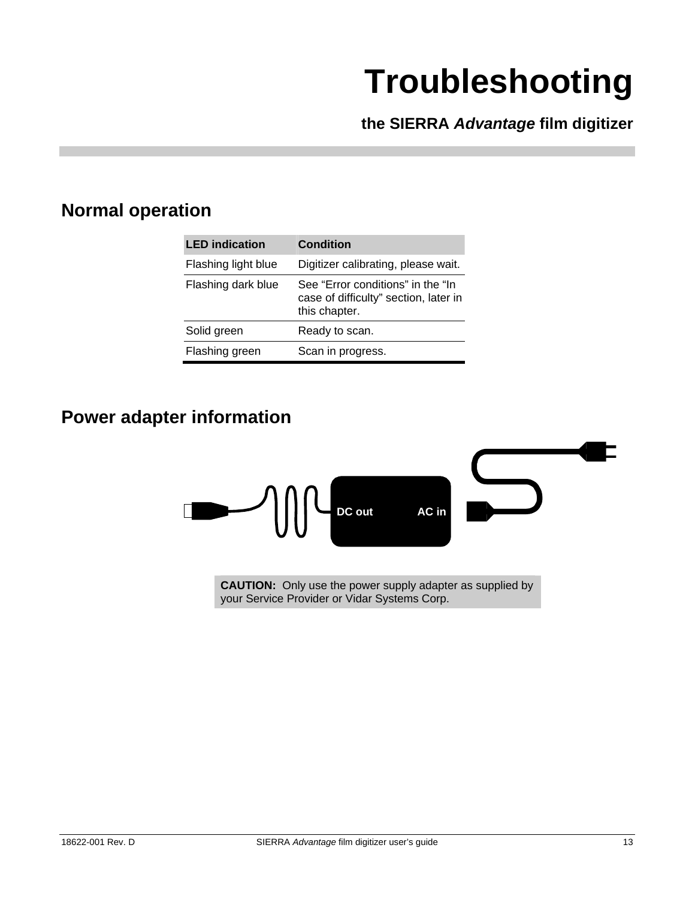# Troubleshooting

**the SIERRA *Advantage* film digitizer**

## Normal operation

| LED indication | Condition |
|---|---|
| Flashing light blue | Digitizer calibrating, please wait. |
| Flashing dark blue | See “Error conditions” in the “In case of difficulty” section, later in this chapter. |
| Solid green | Ready to scan. |
| Flashing green | Scan in progress. |

## Power adapter information

DC out AC in

**CAUTION:** Only use the power supply adapter as supplied by your Service Provider or Vidar Systems Corp.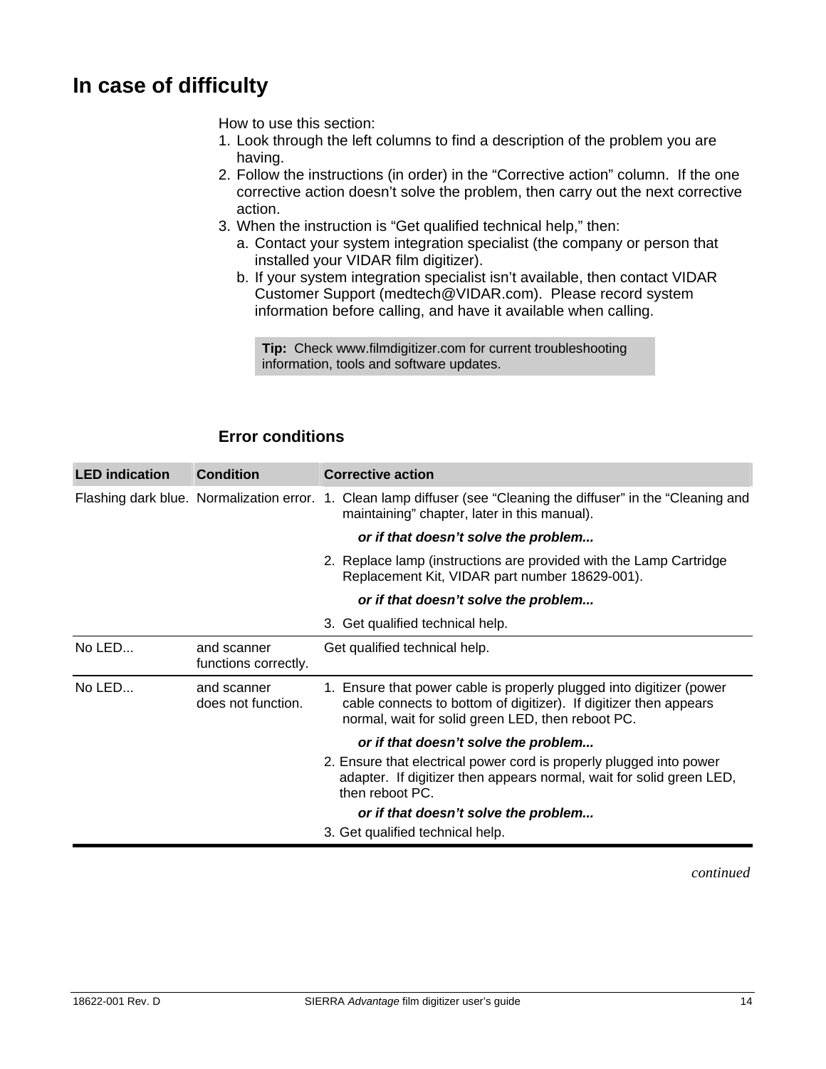# In case of difficulty

How to use this section:

1. Look through the left columns to find a description of the problem you are having.
2. Follow the instructions (in order) in the "Corrective action" column. If the one corrective action doesn't solve the problem, then carry out the next corrective action.
3. When the instruction is "Get qualified technical help," then:
   a. Contact your system integration specialist (the company or person that installed your VIDAR film digitizer).
   b. If your system integration specialist isn't available, then contact VIDAR Customer Support (medtech@VIDAR.com). Please record system information before calling, and have it available when calling.

> **Tip:** Check www.filmdigitizer.com for current troubleshooting information, tools and software updates.

## Error conditions

| LED indication | Condition | Corrective action |
|---|---|---|
| Flashing dark blue. | Normalization error. | 1. Clean lamp diffuser (see "Cleaning the diffuser" in the "Cleaning and maintaining" chapter, later in this manual).<br>***or if that doesn't solve the problem...***<br>2. Replace lamp (instructions are provided with the Lamp Cartridge Replacement Kit, VIDAR part number 18629-001).<br>***or if that doesn't solve the problem...***<br>3. Get qualified technical help. |
| No LED... | and scanner functions correctly. | Get qualified technical help. |
| No LED... | and scanner does not function. | 1. Ensure that power cable is properly plugged into digitizer (power cable connects to bottom of digitizer). If digitizer then appears normal, wait for solid green LED, then reboot PC.<br>***or if that doesn't solve the problem...***<br>2. Ensure that electrical power cord is properly plugged into power adapter. If digitizer then appears normal, wait for solid green LED, then reboot PC.<br>***or if that doesn't solve the problem...***<br>3. Get qualified technical help. |

*continued*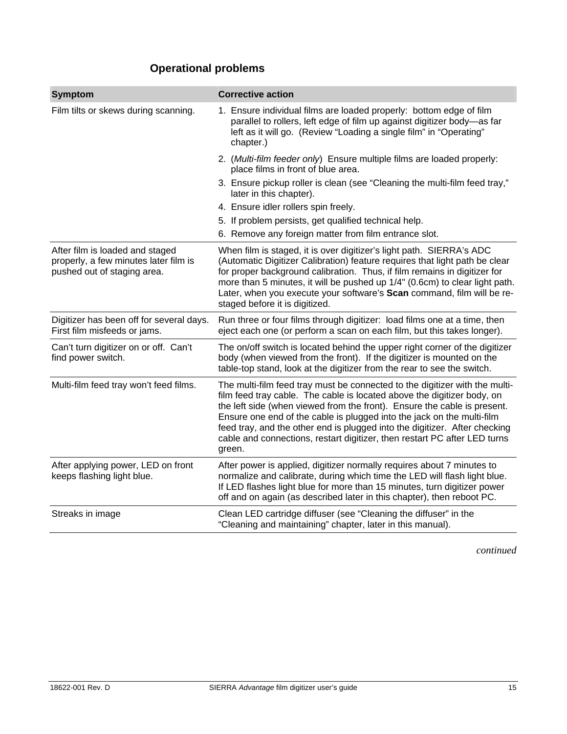## Operational problems

| Symptom | Corrective action |
|---|---|
| Film tilts or skews during scanning. | 1. Ensure individual films are loaded properly: bottom edge of film parallel to rollers, left edge of film up against digitizer body—as far left as it will go. (Review "Loading a single film" in "Operating" chapter.)<br>2. (*Multi-film feeder only*) Ensure multiple films are loaded properly: place films in front of blue area.<br>3. Ensure pickup roller is clean (see "Cleaning the multi-film feed tray," later in this chapter).<br>4. Ensure idler rollers spin freely.<br>5. If problem persists, get qualified technical help.<br>6. Remove any foreign matter from film entrance slot. |
| After film is loaded and staged properly, a few minutes later film is pushed out of staging area. | When film is staged, it is over digitizer's light path. SIERRA's ADC (Automatic Digitizer Calibration) feature requires that light path be clear for proper background calibration. Thus, if film remains in digitizer for more than 5 minutes, it will be pushed up 1/4" (0.6cm) to clear light path. Later, when you execute your software's **Scan** command, film will be re-staged before it is digitized. |
| Digitizer has been off for several days. First film misfeeds or jams. | Run three or four films through digitizer: load films one at a time, then eject each one (or perform a scan on each film, but this takes longer). |
| Can't turn digitizer on or off. Can't find power switch. | The on/off switch is located behind the upper right corner of the digitizer body (when viewed from the front). If the digitizer is mounted on the table-top stand, look at the digitizer from the rear to see the switch. |
| Multi-film feed tray won't feed films. | The multi-film feed tray must be connected to the digitizer with the multi-film feed tray cable. The cable is located above the digitizer body, on the left side (when viewed from the front). Ensure the cable is present. Ensure one end of the cable is plugged into the jack on the multi-film feed tray, and the other end is plugged into the digitizer. After checking cable and connections, restart digitizer, then restart PC after LED turns green. |
| After applying power, LED on front keeps flashing light blue. | After power is applied, digitizer normally requires about 7 minutes to normalize and calibrate, during which time the LED will flash light blue. If LED flashes light blue for more than 15 minutes, turn digitizer power off and on again (as described later in this chapter), then reboot PC. |
| Streaks in image | Clean LED cartridge diffuser (see "Cleaning the diffuser" in the "Cleaning and maintaining" chapter, later in this manual). |

*continued*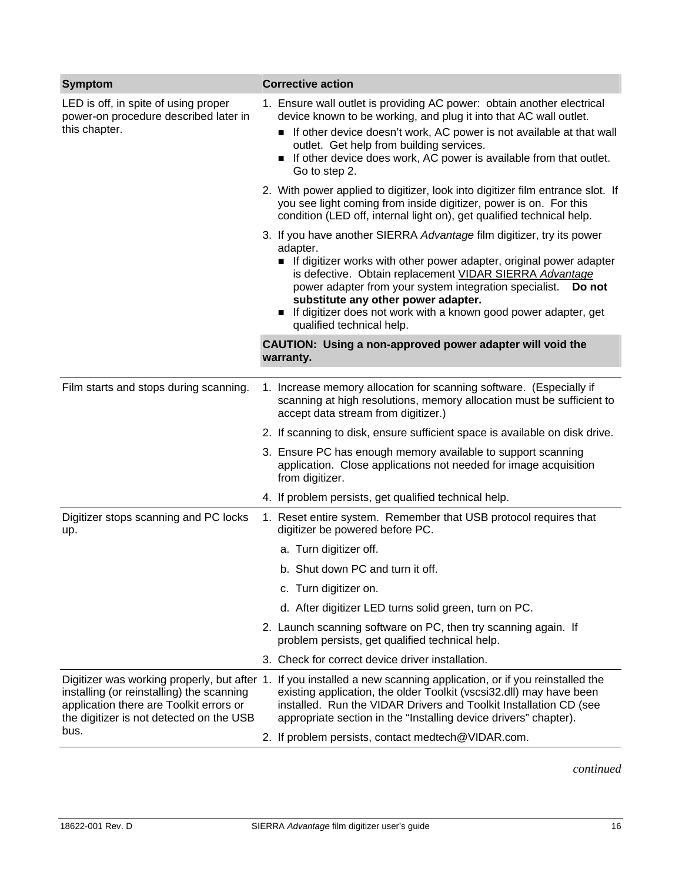| Symptom | Corrective action |
| --- | --- |
| LED is off, in spite of using proper power-on procedure described later in this chapter. | 1. Ensure wall outlet is providing AC power: obtain another electrical device known to be working, and plug it into that AC wall outlet.<br>■ If other device doesn't work, AC power is not available at that wall outlet. Get help from building services.<br>■ If other device does work, AC power is available from that outlet. Go to step 2.<br>2. With power applied to digitizer, look into digitizer film entrance slot. If you see light coming from inside digitizer, power is on. For this condition (LED off, internal light on), get qualified technical help.<br>3. If you have another SIERRA *Advantage* film digitizer, try its power adapter.<br>■ If digitizer works with other power adapter, original power adapter is defective. Obtain replacement VIDAR SIERRA *Advantage* power adapter from your system integration specialist. **Do not substitute any other power adapter.**<br>■ If digitizer does not work with a known good power adapter, get qualified technical help.<br>**CAUTION: Using a non-approved power adapter will void the warranty.** |
| Film starts and stops during scanning. | 1. Increase memory allocation for scanning software. (Especially if scanning at high resolutions, memory allocation must be sufficient to accept data stream from digitizer.)<br>2. If scanning to disk, ensure sufficient space is available on disk drive.<br>3. Ensure PC has enough memory available to support scanning application. Close applications not needed for image acquisition from digitizer.<br>4. If problem persists, get qualified technical help. |
| Digitizer stops scanning and PC locks up. | 1. Reset entire system. Remember that USB protocol requires that digitizer be powered before PC.<br>a. Turn digitizer off.<br>b. Shut down PC and turn it off.<br>c. Turn digitizer on.<br>d. After digitizer LED turns solid green, turn on PC.<br>2. Launch scanning software on PC, then try scanning again. If problem persists, get qualified technical help.<br>3. Check for correct device driver installation. |
| Digitizer was working properly, but after installing (or reinstalling) the scanning application there are Toolkit errors or the digitizer is not detected on the USB bus. | 1. If you installed a new scanning application, or if you reinstalled the existing application, the older Toolkit (vscsi32.dll) may have been installed. Run the VIDAR Drivers and Toolkit Installation CD (see appropriate section in the "Installing device drivers" chapter).<br>2. If problem persists, contact medtech@VIDAR.com. |

*continued*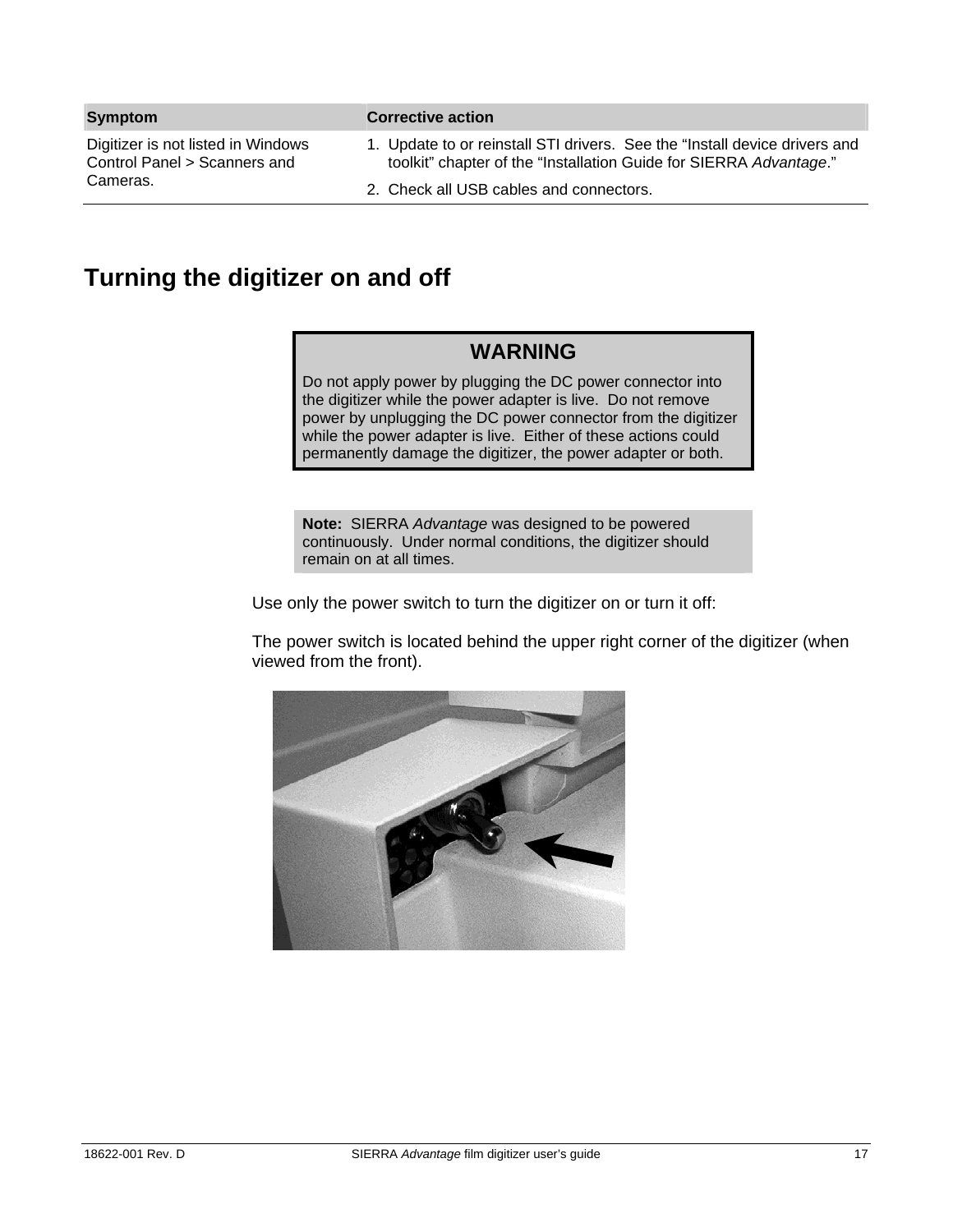| Symptom | Corrective action |
| --- | --- |
| Digitizer is not listed in Windows Control Panel > Scanners and Cameras. | 1. Update to or reinstall STI drivers. See the “Install device drivers and toolkit” chapter of the “Installation Guide for SIERRA *Advantage*.”<br>2. Check all USB cables and connectors. |

## Turning the digitizer on and off

> **WARNING**
>
> Do not apply power by plugging the DC power connector into the digitizer while the power adapter is live. Do not remove power by unplugging the DC power connector from the digitizer while the power adapter is live. Either of these actions could permanently damage the digitizer, the power adapter or both.

> **Note:** SIERRA *Advantage* was designed to be powered continuously. Under normal conditions, the digitizer should remain on at all times.

Use only the power switch to turn the digitizer on or turn it off:

The power switch is located behind the upper right corner of the digitizer (when viewed from the front).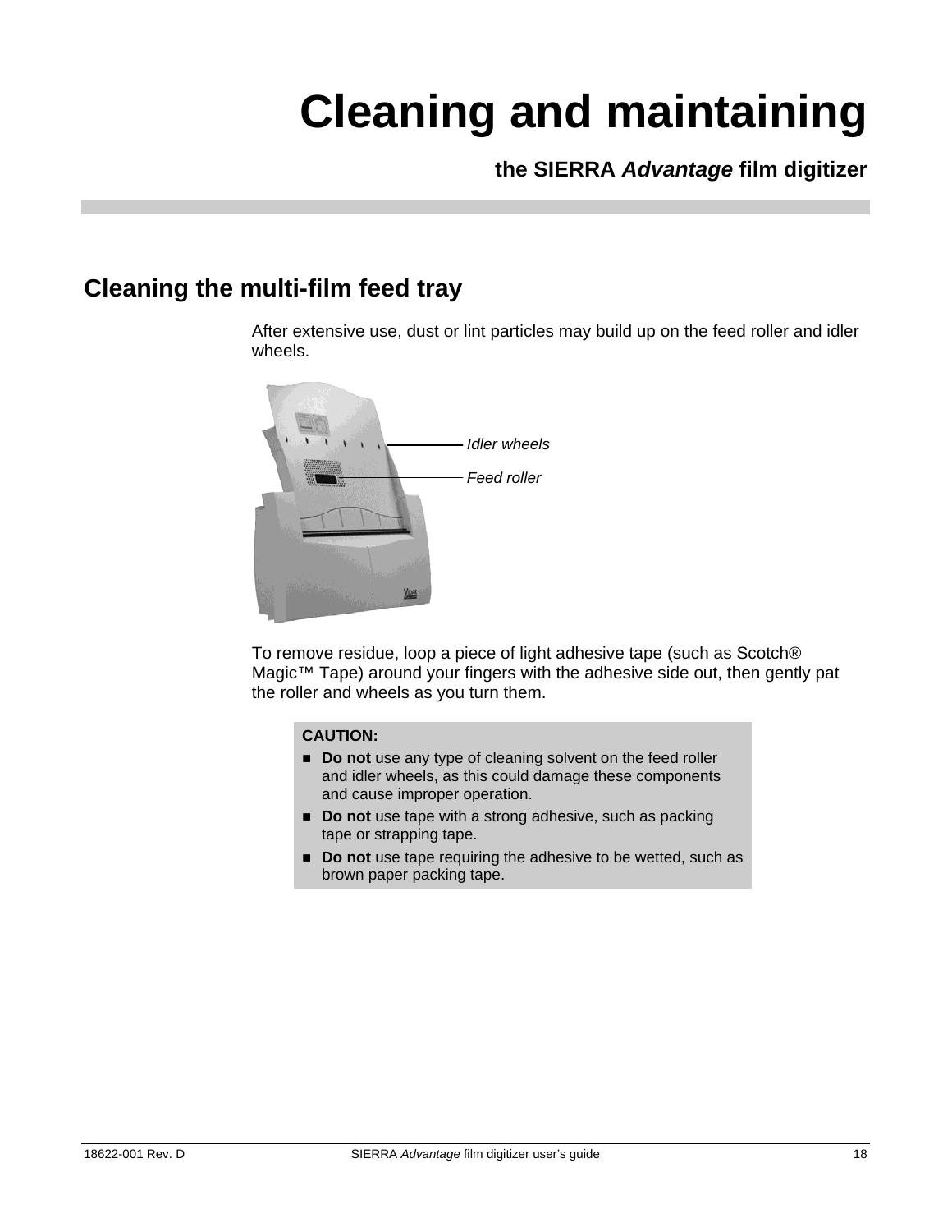# Cleaning and maintaining

**the SIERRA *Advantage* film digitizer**

## Cleaning the multi-film feed tray

After extensive use, dust or lint particles may build up on the feed roller and idler wheels.

*Idler wheels*

*Feed roller*

To remove residue, loop a piece of light adhesive tape (such as Scotch® Magic™ Tape) around your fingers with the adhesive side out, then gently pat the roller and wheels as you turn them.

**CAUTION:**

- **Do not** use any type of cleaning solvent on the feed roller and idler wheels, as this could damage these components and cause improper operation.
- **Do not** use tape with a strong adhesive, such as packing tape or strapping tape.
- **Do not** use tape requiring the adhesive to be wetted, such as brown paper packing tape.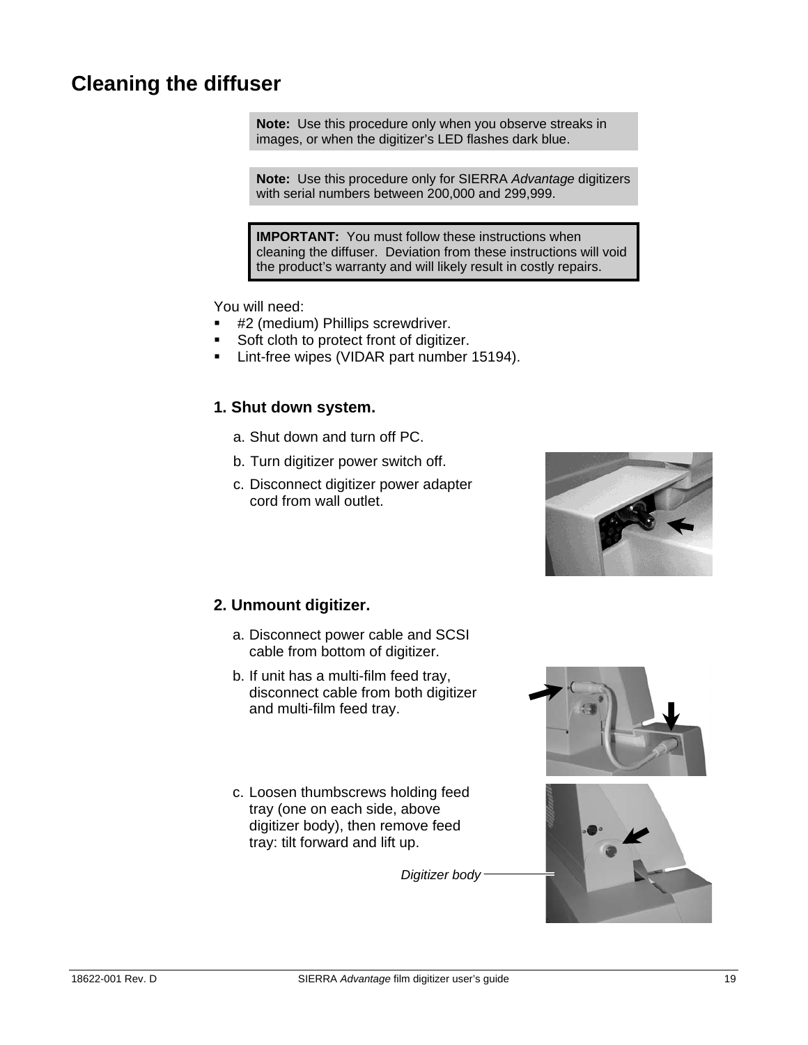## Cleaning the diffuser

> **Note:** Use this procedure only when you observe streaks in images, or when the digitizer's LED flashes dark blue.

> **Note:** Use this procedure only for SIERRA *Advantage* digitizers with serial numbers between 200,000 and 299,999.

> **IMPORTANT:** You must follow these instructions when cleaning the diffuser. Deviation from these instructions will void the product's warranty and will likely result in costly repairs.

You will need:

- #2 (medium) Phillips screwdriver.
- Soft cloth to protect front of digitizer.
- Lint-free wipes (VIDAR part number 15194).

### 1. Shut down system.

a. Shut down and turn off PC.

b. Turn digitizer power switch off.

c. Disconnect digitizer power adapter cord from wall outlet.

### 2. Unmount digitizer.

a. Disconnect power cable and SCSI cable from bottom of digitizer.

b. If unit has a multi-film feed tray, disconnect cable from both digitizer and multi-film feed tray.

c. Loosen thumbscrews holding feed tray (one on each side, above digitizer body), then remove feed tray: tilt forward and lift up.

*Digitizer body*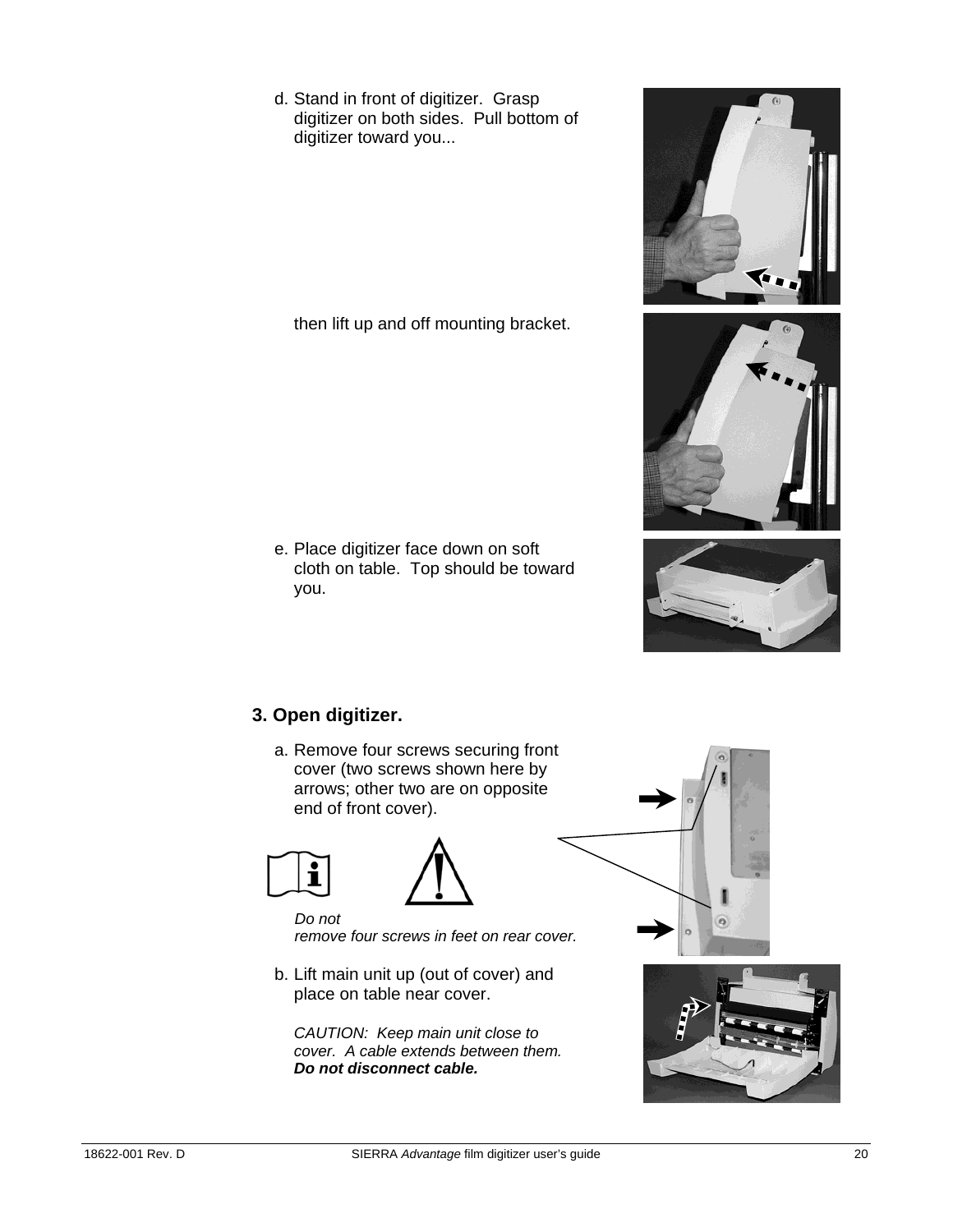d. Stand in front of digitizer. Grasp digitizer on both sides. Pull bottom of digitizer toward you...

then lift up and off mounting bracket.

e. Place digitizer face down on soft cloth on table. Top should be toward you.

## 3. Open digitizer.

a. Remove four screws securing front cover (two screws shown here by arrows; other two are on opposite end of front cover).

*Do not remove four screws in feet on rear cover.*

b. Lift main unit up (out of cover) and place on table near cover.

*CAUTION: Keep main unit close to cover. A cable extends between them.* ***Do not disconnect cable.***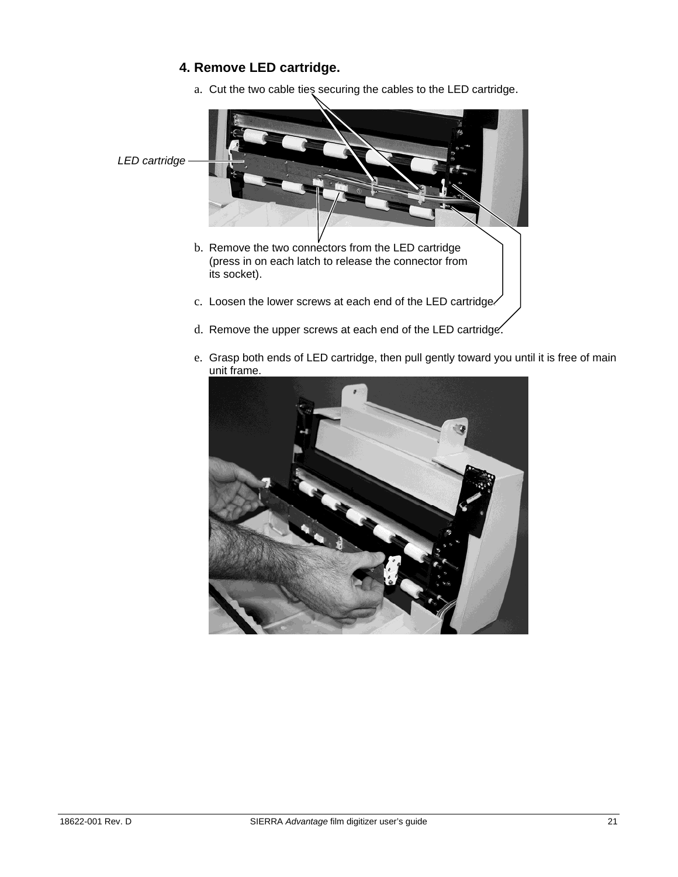### 4. Remove LED cartridge.

a. Cut the two cable ties securing the cables to the LED cartridge.

LED cartridge

b. Remove the two connectors from the LED cartridge (press in on each latch to release the connector from its socket).

c. Loosen the lower screws at each end of the LED cartridge.

d. Remove the upper screws at each end of the LED cartridge.

e. Grasp both ends of LED cartridge, then pull gently toward you until it is free of main unit frame.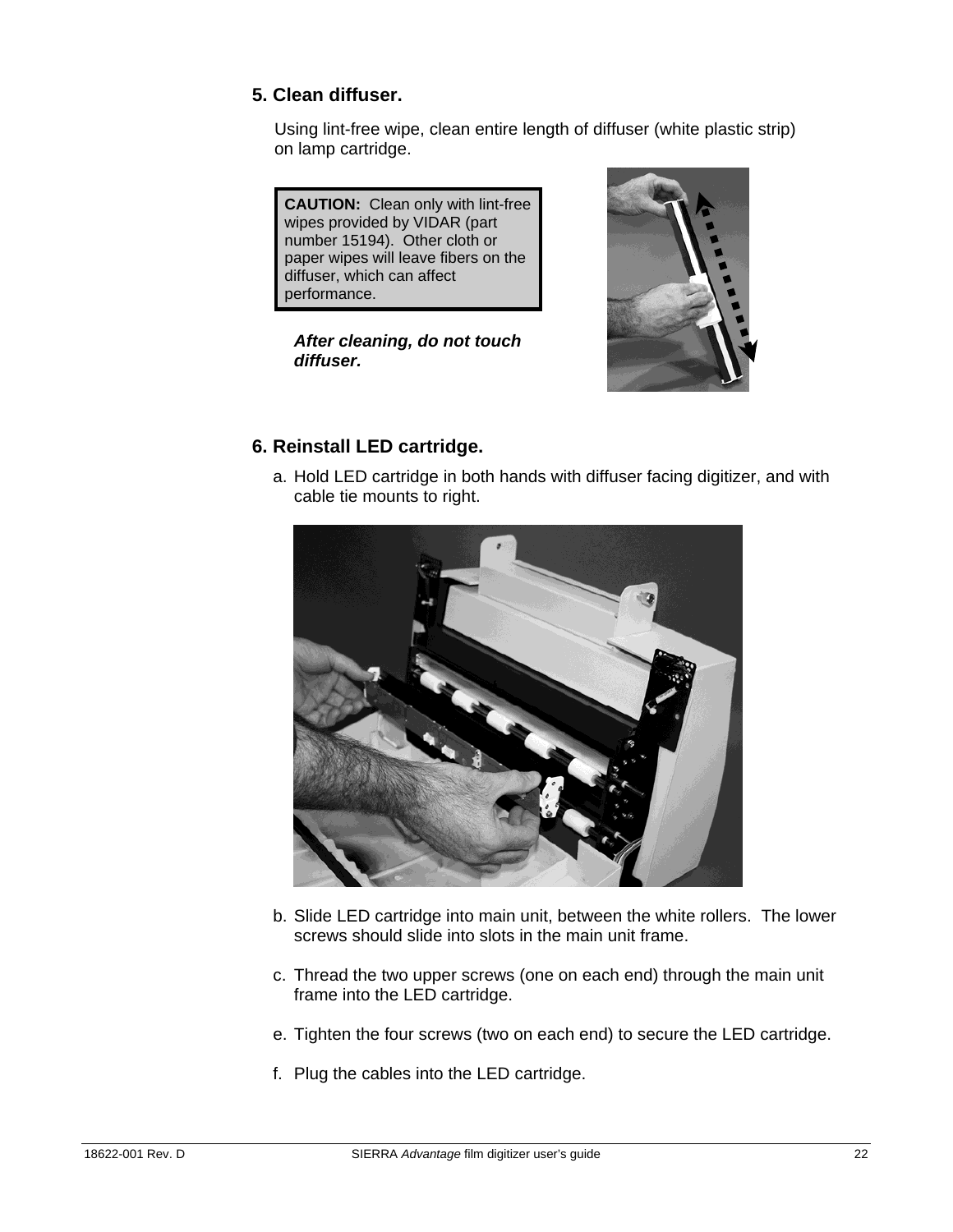## 5. Clean diffuser.

Using lint-free wipe, clean entire length of diffuser (white plastic strip) on lamp cartridge.

> **CAUTION:** Clean only with lint-free wipes provided by VIDAR (part number 15194). Other cloth or paper wipes will leave fibers on the diffuser, which can affect performance.

***After cleaning, do not touch diffuser.***

## 6. Reinstall LED cartridge.

a. Hold LED cartridge in both hands with diffuser facing digitizer, and with cable tie mounts to right.

b. Slide LED cartridge into main unit, between the white rollers. The lower screws should slide into slots in the main unit frame.

c. Thread the two upper screws (one on each end) through the main unit frame into the LED cartridge.

e. Tighten the four screws (two on each end) to secure the LED cartridge.

f. Plug the cables into the LED cartridge.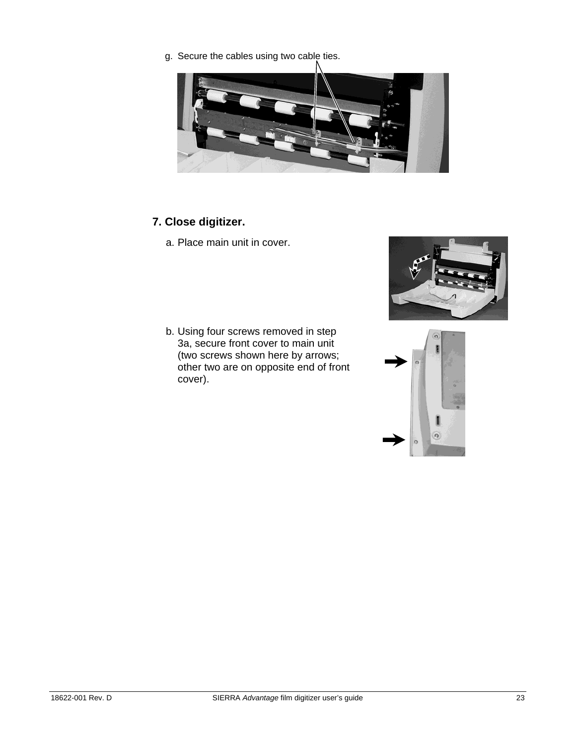g. Secure the cables using two cable ties.

## 7. Close digitizer.

a. Place main unit in cover.

b. Using four screws removed in step 3a, secure front cover to main unit (two screws shown here by arrows; other two are on opposite end of front cover).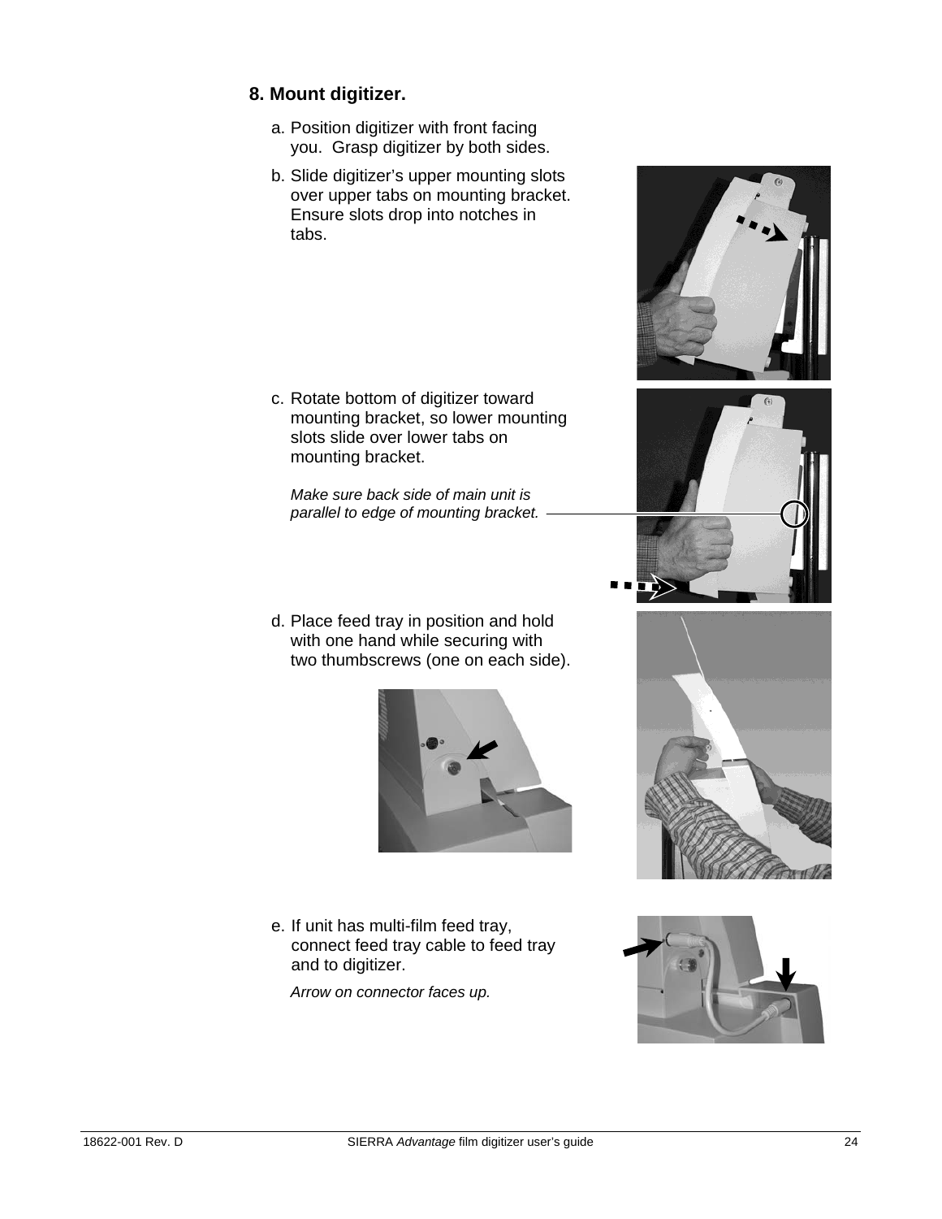### 8. Mount digitizer.

a. Position digitizer with front facing you. Grasp digitizer by both sides.

b. Slide digitizer's upper mounting slots over upper tabs on mounting bracket. Ensure slots drop into notches in tabs.

c. Rotate bottom of digitizer toward mounting bracket, so lower mounting slots slide over lower tabs on mounting bracket.

   *Make sure back side of main unit is parallel to edge of mounting bracket.*

d. Place feed tray in position and hold with one hand while securing with two thumbscrews (one on each side).

e. If unit has multi-film feed tray, connect feed tray cable to feed tray and to digitizer.

   *Arrow on connector faces up.*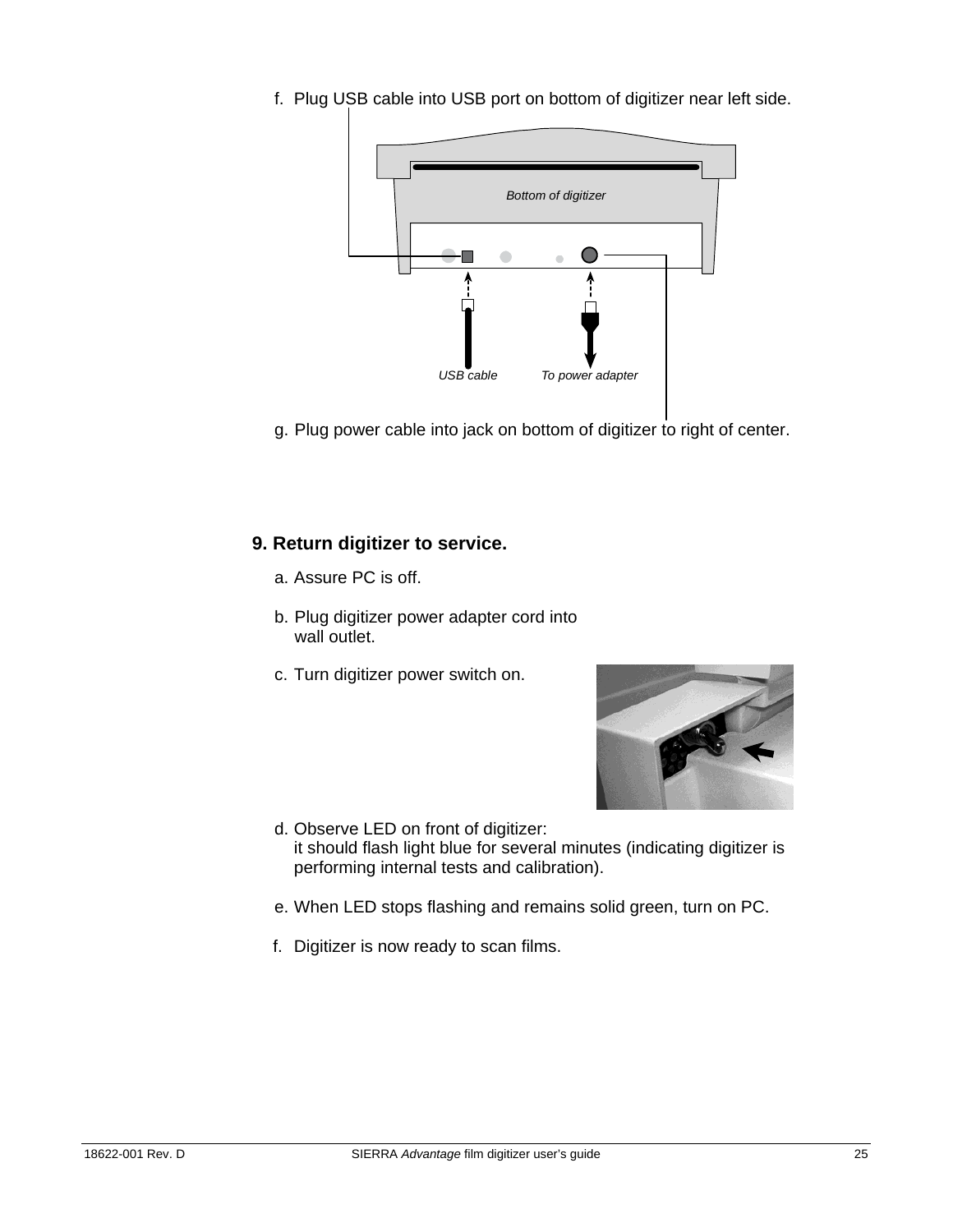f. Plug USB cable into USB port on bottom of digitizer near left side.

*Bottom of digitizer*

*USB cable* *To power adapter*

g. Plug power cable into jack on bottom of digitizer to right of center.

**9. Return digitizer to service.**

a. Assure PC is off.

b. Plug digitizer power adapter cord into wall outlet.

c. Turn digitizer power switch on.

d. Observe LED on front of digitizer: it should flash light blue for several minutes (indicating digitizer is performing internal tests and calibration).

e. When LED stops flashing and remains solid green, turn on PC.

f. Digitizer is now ready to scan films.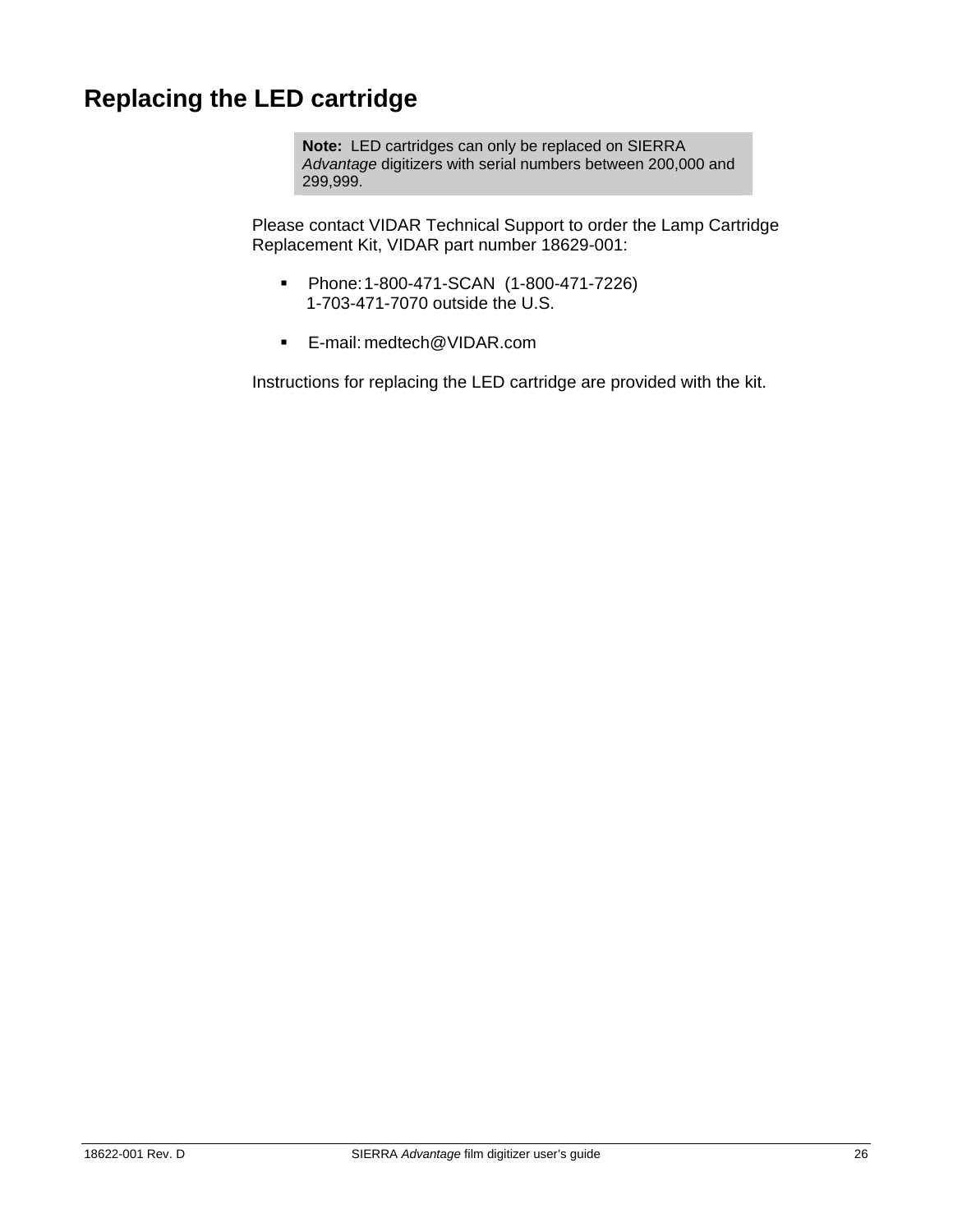## Replacing the LED cartridge

> **Note:** LED cartridges can only be replaced on SIERRA *Advantage* digitizers with serial numbers between 200,000 and 299,999.

Please contact VIDAR Technical Support to order the Lamp Cartridge Replacement Kit, VIDAR part number 18629-001:

- Phone: 1-800-471-SCAN (1-800-471-7226)
  1-703-471-7070 outside the U.S.
- E-mail: medtech@VIDAR.com

Instructions for replacing the LED cartridge are provided with the kit.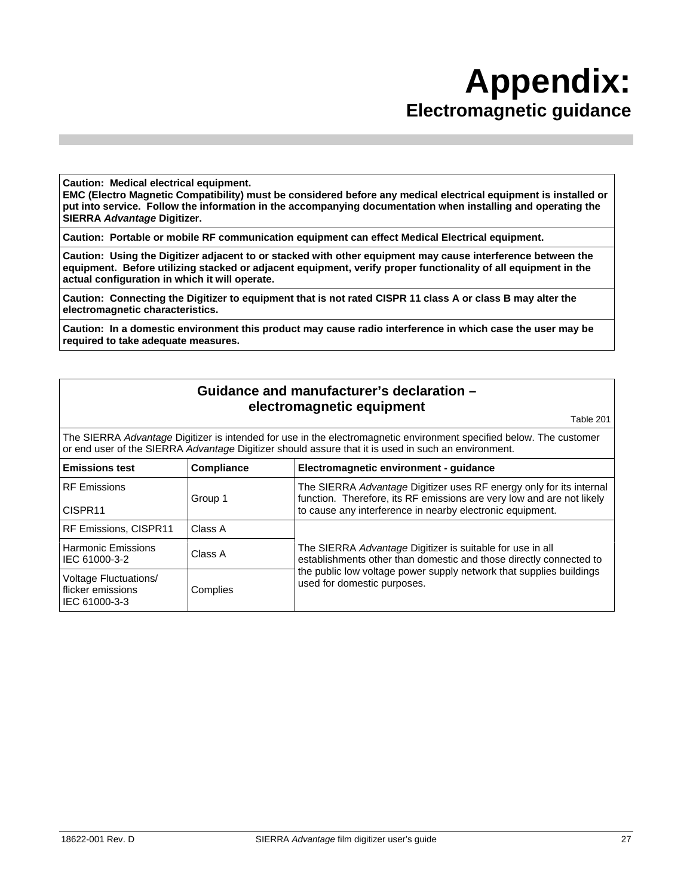# Appendix:
## Electromagnetic guidance

| **Caution: Medical electrical equipment.** **EMC (Electro Magnetic Compatibility) must be considered before any medical electrical equipment is installed or put into service. Follow the information in the accompanying documentation when installing and operating the SIERRA *Advantage* Digitizer.** |
|---|
| **Caution: Portable or mobile RF communication equipment can effect Medical Electrical equipment.** |
| **Caution: Using the Digitizer adjacent to or stacked with other equipment may cause interference between the equipment. Before utilizing stacked or adjacent equipment, verify proper functionality of all equipment in the actual configuration in which it will operate.** |
| **Caution: Connecting the Digitizer to equipment that is not rated CISPR 11 class A or class B may alter the electromagnetic characteristics.** |
| **Caution: In a domestic environment this product may cause radio interference in which case the user may be required to take adequate measures.** |

**Guidance and manufacturer's declaration – electromagnetic equipment**

Table 201

The SIERRA *Advantage* Digitizer is intended for use in the electromagnetic environment specified below. The customer or end user of the SIERRA *Advantage* Digitizer should assure that it is used in such an environment.

| **Emissions test** | **Compliance** | **Electromagnetic environment - guidance** |
|---|---|---|
| RF Emissions<br><br>CISPR11 | Group 1 | The SIERRA *Advantage* Digitizer uses RF energy only for its internal function. Therefore, its RF emissions are very low and are not likely to cause any interference in nearby electronic equipment. |
| RF Emissions, CISPR11 | Class A | The SIERRA *Advantage* Digitizer is suitable for use in all establishments other than domestic and those directly connected to the public low voltage power supply network that supplies buildings used for domestic purposes. |
| Harmonic Emissions<br>IEC 61000-3-2 | Class A | |
| Voltage Fluctuations/<br>flicker emissions<br>IEC 61000-3-3 | Complies | |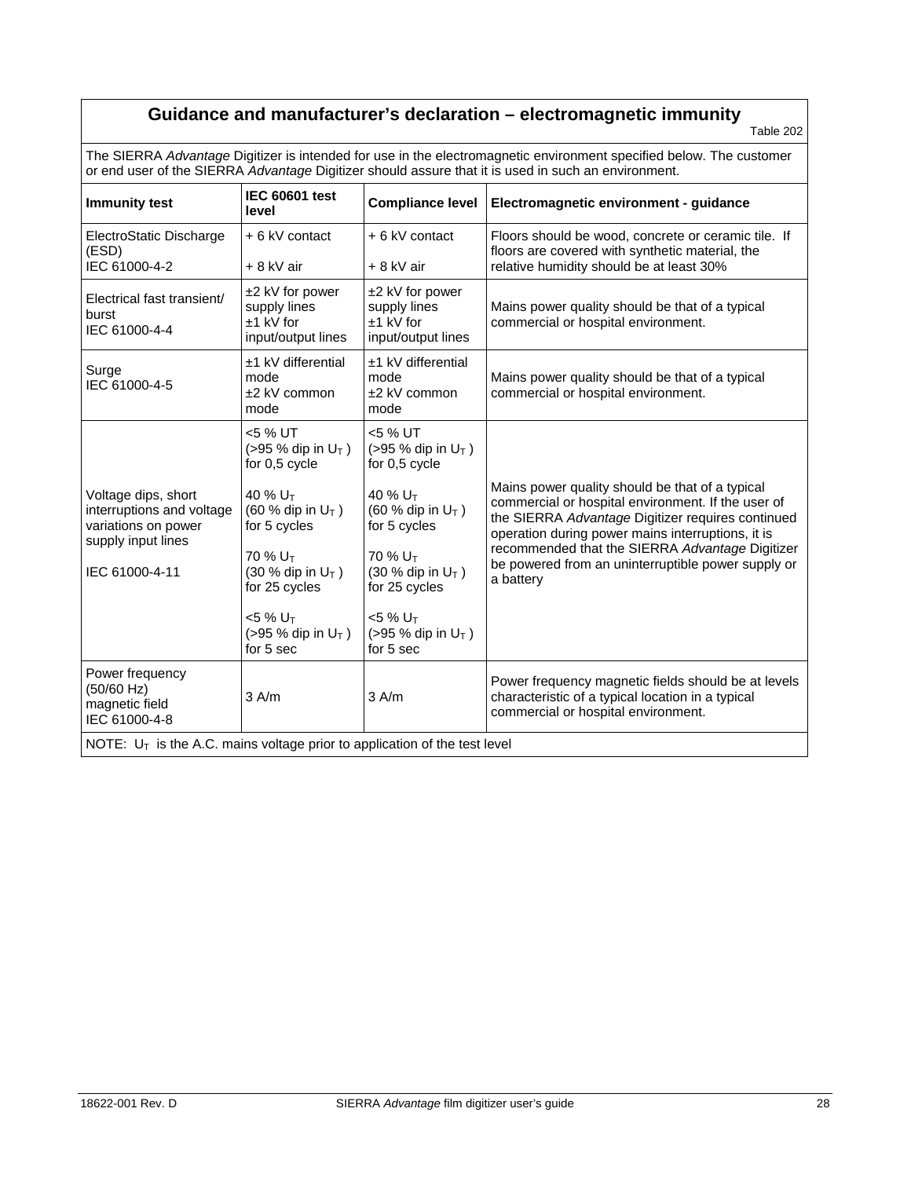## Guidance and manufacturer's declaration – electromagnetic immunity

Table 202

The SIERRA *Advantage* Digitizer is intended for use in the electromagnetic environment specified below. The customer or end user of the SIERRA *Advantage* Digitizer should assure that it is used in such an environment.

| Immunity test | IEC 60601 test level | Compliance level | Electromagnetic environment - guidance |
|---|---|---|---|
| ElectroStatic Discharge (ESD)<br>IEC 61000-4-2 | + 6 kV contact<br><br>+ 8 kV air | + 6 kV contact<br><br>+ 8 kV air | Floors should be wood, concrete or ceramic tile. If floors are covered with synthetic material, the relative humidity should be at least 30% |
| Electrical fast transient/ burst<br>IEC 61000-4-4 | ±2 kV for power supply lines<br>±1 kV for input/output lines | ±2 kV for power supply lines<br>±1 kV for input/output lines | Mains power quality should be that of a typical commercial or hospital environment. |
| Surge<br>IEC 61000-4-5 | ±1 kV differential mode<br>±2 kV common mode | ±1 kV differential mode<br>±2 kV common mode | Mains power quality should be that of a typical commercial or hospital environment. |
| Voltage dips, short interruptions and voltage variations on power supply input lines<br><br>IEC 61000-4-11 | <5 % UT<br>(>95 % dip in $U_T$ )<br>for 0,5 cycle<br><br>40 % $U_T$<br>(60 % dip in $U_T$ )<br>for 5 cycles<br><br>70 % $U_T$<br>(30 % dip in $U_T$ )<br>for 25 cycles<br><br><5 % $U_T$<br>(>95 % dip in $U_T$ )<br>for 5 sec | <5 % UT<br>(>95 % dip in $U_T$ )<br>for 0,5 cycle<br><br>40 % $U_T$<br>(60 % dip in $U_T$ )<br>for 5 cycles<br><br>70 % $U_T$<br>(30 % dip in $U_T$ )<br>for 25 cycles<br><br><5 % $U_T$<br>(>95 % dip in $U_T$ )<br>for 5 sec | Mains power quality should be that of a typical commercial or hospital environment. If the user of the SIERRA *Advantage* Digitizer requires continued operation during power mains interruptions, it is recommended that the SIERRA *Advantage* Digitizer be powered from an uninterruptible power supply or a battery |
| Power frequency (50/60 Hz) magnetic field<br>IEC 61000-4-8 | 3 A/m | 3 A/m | Power frequency magnetic fields should be at levels characteristic of a typical location in a typical commercial or hospital environment. |

NOTE: $U_T$ is the A.C. mains voltage prior to application of the test level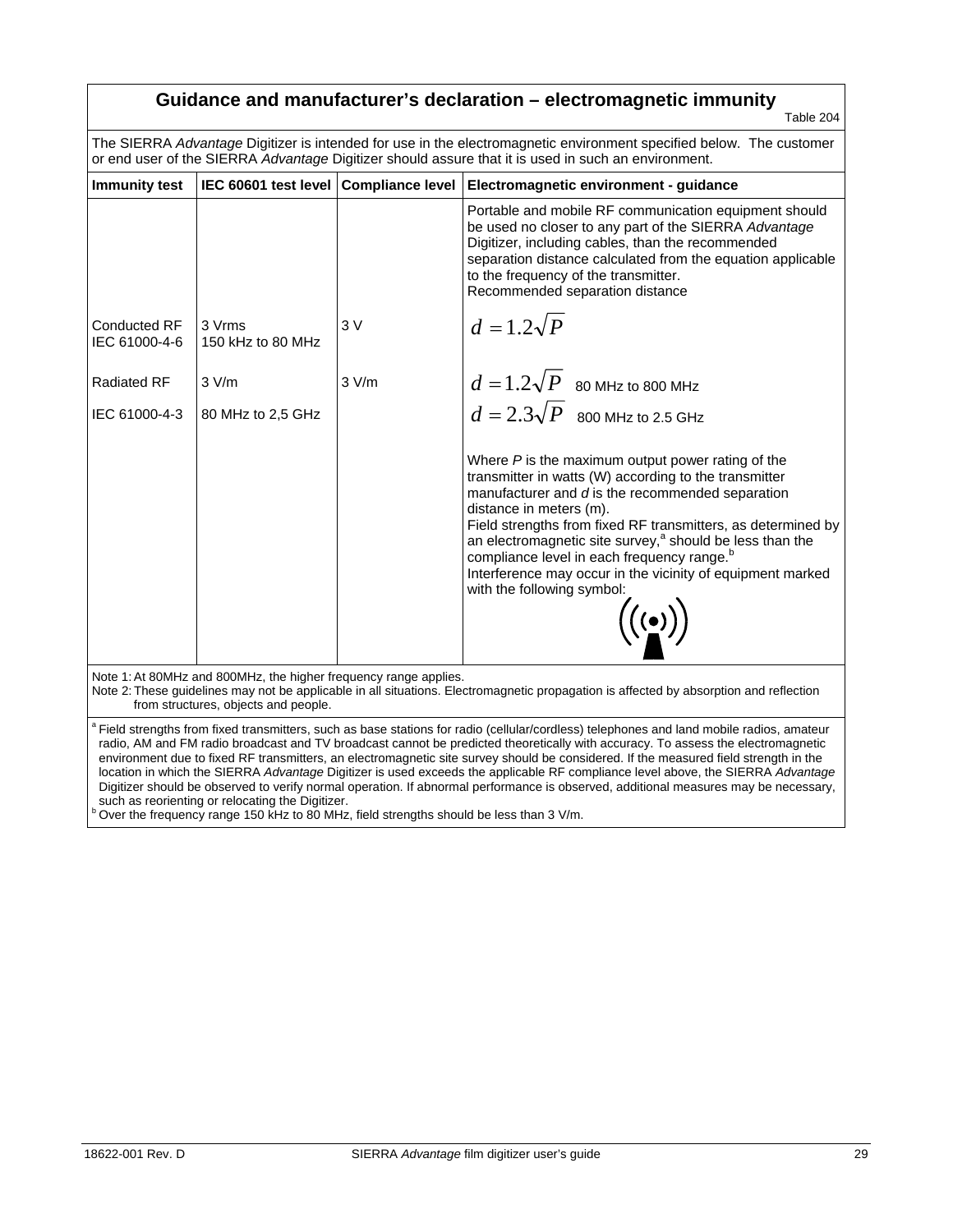## Guidance and manufacturer's declaration – electromagnetic immunity

Table 204

The SIERRA *Advantage* Digitizer is intended for use in the electromagnetic environment specified below. The customer or end user of the SIERRA *Advantage* Digitizer should assure that it is used in such an environment.

| Immunity test | IEC 60601 test level | Compliance level | Electromagnetic environment - guidance |
|---|---|---|---|
| | | | Portable and mobile RF communication equipment should be used no closer to any part of the SIERRA *Advantage* Digitizer, including cables, than the recommended separation distance calculated from the equation applicable to the frequency of the transmitter.<br>Recommended separation distance |
| Conducted RF<br>IEC 61000-4-6 | 3 Vrms<br>150 kHz to 80 MHz | 3 V | $d = 1.2\sqrt{P}$ |
| Radiated RF<br>IEC 61000-4-3 | 3 V/m<br>80 MHz to 2,5 GHz | 3 V/m | $d = 1.2\sqrt{P}$ 80 MHz to 800 MHz<br>$d = 2.3\sqrt{P}$ 800 MHz to 2.5 GHz<br><br>Where *P* is the maximum output power rating of the transmitter in watts (W) according to the transmitter manufacturer and *d* is the recommended separation distance in meters (m).<br>Field strengths from fixed RF transmitters, as determined by an electromagnetic site survey,[a] should be less than the compliance level in each frequency range.[b]<br>Interference may occur in the vicinity of equipment marked with the following symbol: |

Note 1: At 80MHz and 800MHz, the higher frequency range applies.
Note 2: These guidelines may not be applicable in all situations. Electromagnetic propagation is affected by absorption and reflection from structures, objects and people.

[a] Field strengths from fixed transmitters, such as base stations for radio (cellular/cordless) telephones and land mobile radios, amateur radio, AM and FM radio broadcast and TV broadcast cannot be predicted theoretically with accuracy. To assess the electromagnetic environment due to fixed RF transmitters, an electromagnetic site survey should be considered. If the measured field strength in the location in which the SIERRA *Advantage* Digitizer is used exceeds the applicable RF compliance level above, the SIERRA *Advantage* Digitizer should be observed to verify normal operation. If abnormal performance is observed, additional measures may be necessary, such as reorienting or relocating the Digitizer.

[b] Over the frequency range 150 kHz to 80 MHz, field strengths should be less than 3 V/m.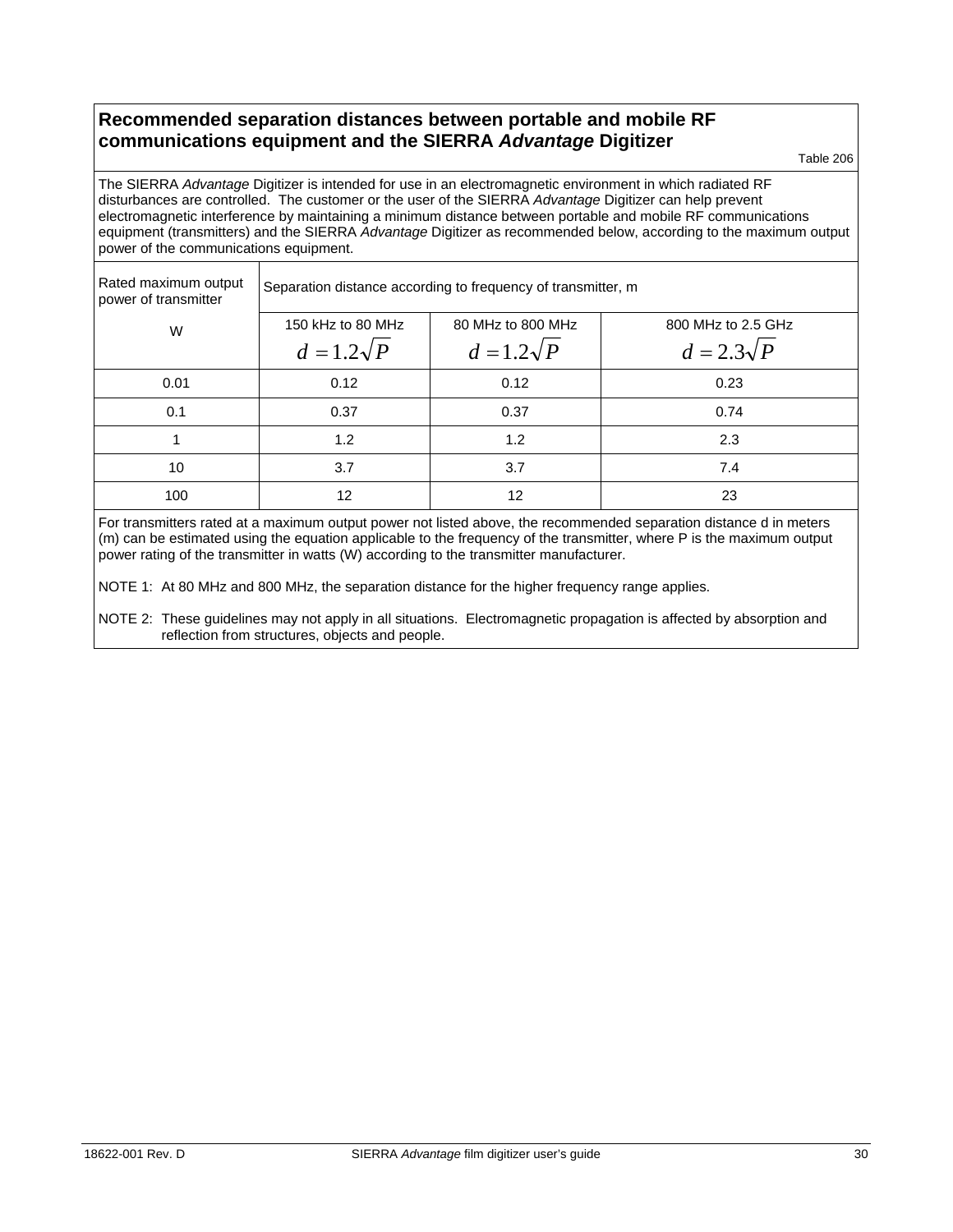## Recommended separation distances between portable and mobile RF communications equipment and the SIERRA *Advantage* Digitizer

Table 206

The SIERRA *Advantage* Digitizer is intended for use in an electromagnetic environment in which radiated RF disturbances are controlled. The customer or the user of the SIERRA *Advantage* Digitizer can help prevent electromagnetic interference by maintaining a minimum distance between portable and mobile RF communications equipment (transmitters) and the SIERRA *Advantage* Digitizer as recommended below, according to the maximum output power of the communications equipment.

| Rated maximum output power of transmitter | Separation distance according to frequency of transmitter, m | | |
|---|---|---|---|
| W | 150 kHz to 80 MHz $d = 1.2\sqrt{P}$ | 80 MHz to 800 MHz $d = 1.2\sqrt{P}$ | 800 MHz to 2.5 GHz $d = 2.3\sqrt{P}$ |
| 0.01 | 0.12 | 0.12 | 0.23 |
| 0.1 | 0.37 | 0.37 | 0.74 |
| 1 | 1.2 | 1.2 | 2.3 |
| 10 | 3.7 | 3.7 | 7.4 |
| 100 | 12 | 12 | 23 |

For transmitters rated at a maximum output power not listed above, the recommended separation distance d in meters (m) can be estimated using the equation applicable to the frequency of the transmitter, where P is the maximum output power rating of the transmitter in watts (W) according to the transmitter manufacturer.

NOTE 1: At 80 MHz and 800 MHz, the separation distance for the higher frequency range applies.

NOTE 2: These guidelines may not apply in all situations. Electromagnetic propagation is affected by absorption and reflection from structures, objects and people.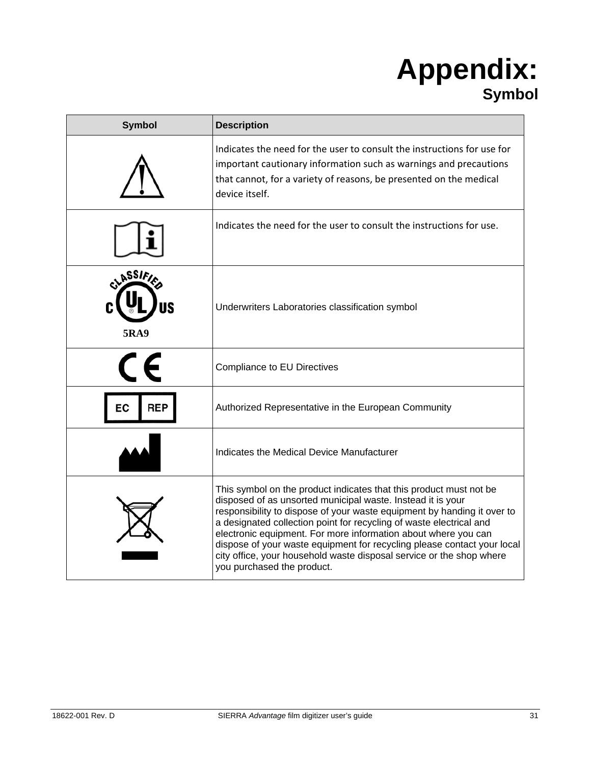# Appendix:

## Symbol

| Symbol | Description |
|---|---|
| | Indicates the need for the user to consult the instructions for use for important cautionary information such as warnings and precautions that cannot, for a variety of reasons, be presented on the medical device itself. |
| | Indicates the need for the user to consult the instructions for use. |
| 5RA9 | Underwriters Laboratories classification symbol |
| | Compliance to EU Directives |
| | Authorized Representative in the European Community |
| | Indicates the Medical Device Manufacturer |
| | This symbol on the product indicates that this product must not be disposed of as unsorted municipal waste. Instead it is your responsibility to dispose of your waste equipment by handing it over to a designated collection point for recycling of waste electrical and electronic equipment. For more information about where you can dispose of your waste equipment for recycling please contact your local city office, your household waste disposal service or the shop where you purchased the product. |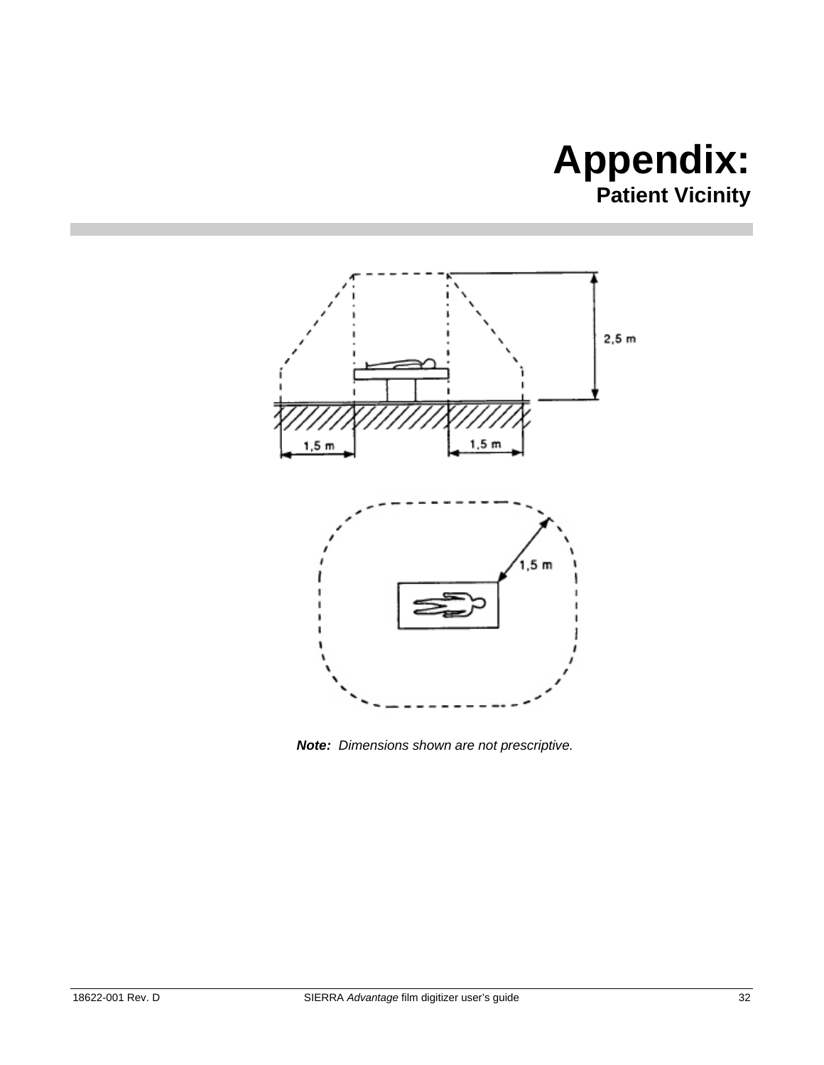# Appendix:

## Patient Vicinity

***Note:*** *Dimensions shown are not prescriptive.*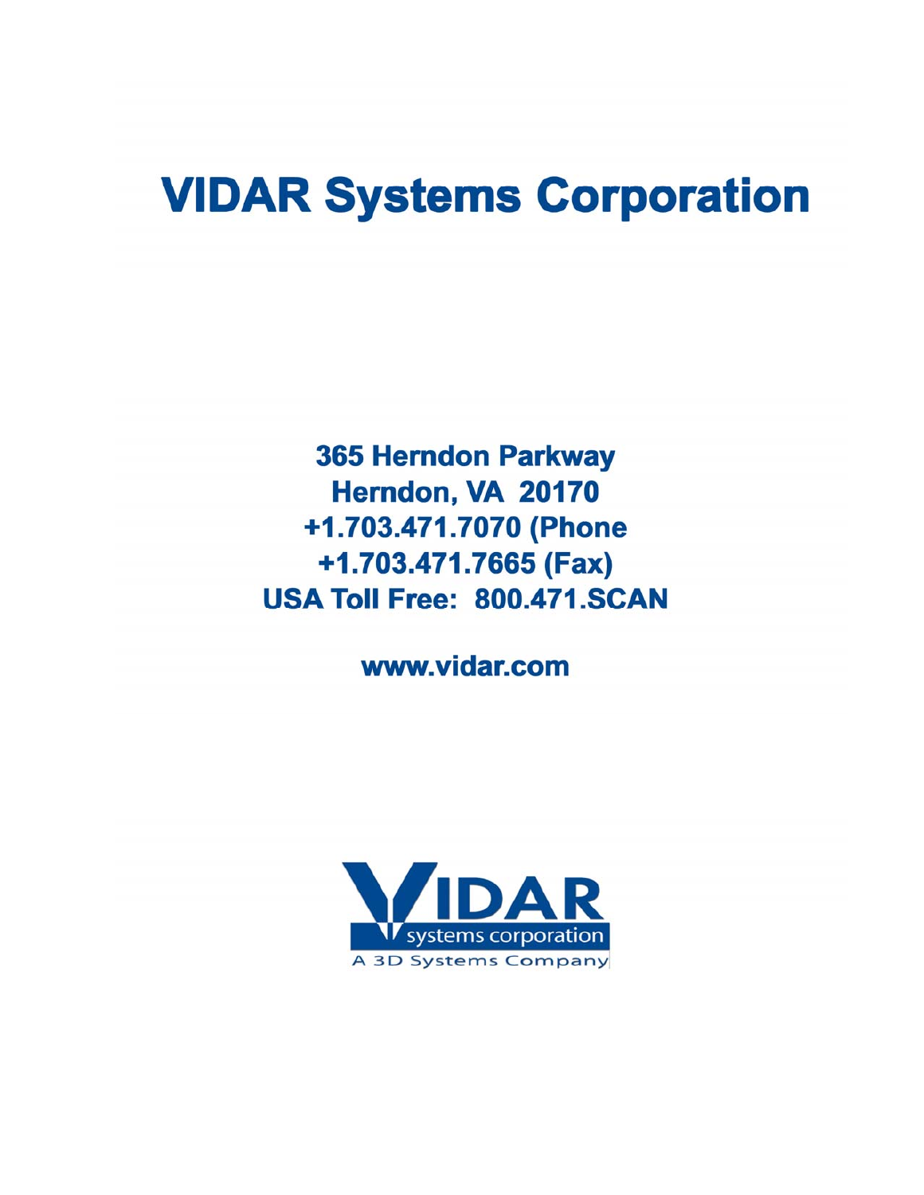# VIDAR Systems Corporation

**365 Herndon Parkway**
**Herndon, VA 20170**
**+1.703.471.7070 (Phone**
**+1.703.471.7665 (Fax)**
**USA Toll Free: 800.471.SCAN**

**www.vidar.com**

VIDAR
systems corporation
A 3D Systems Company